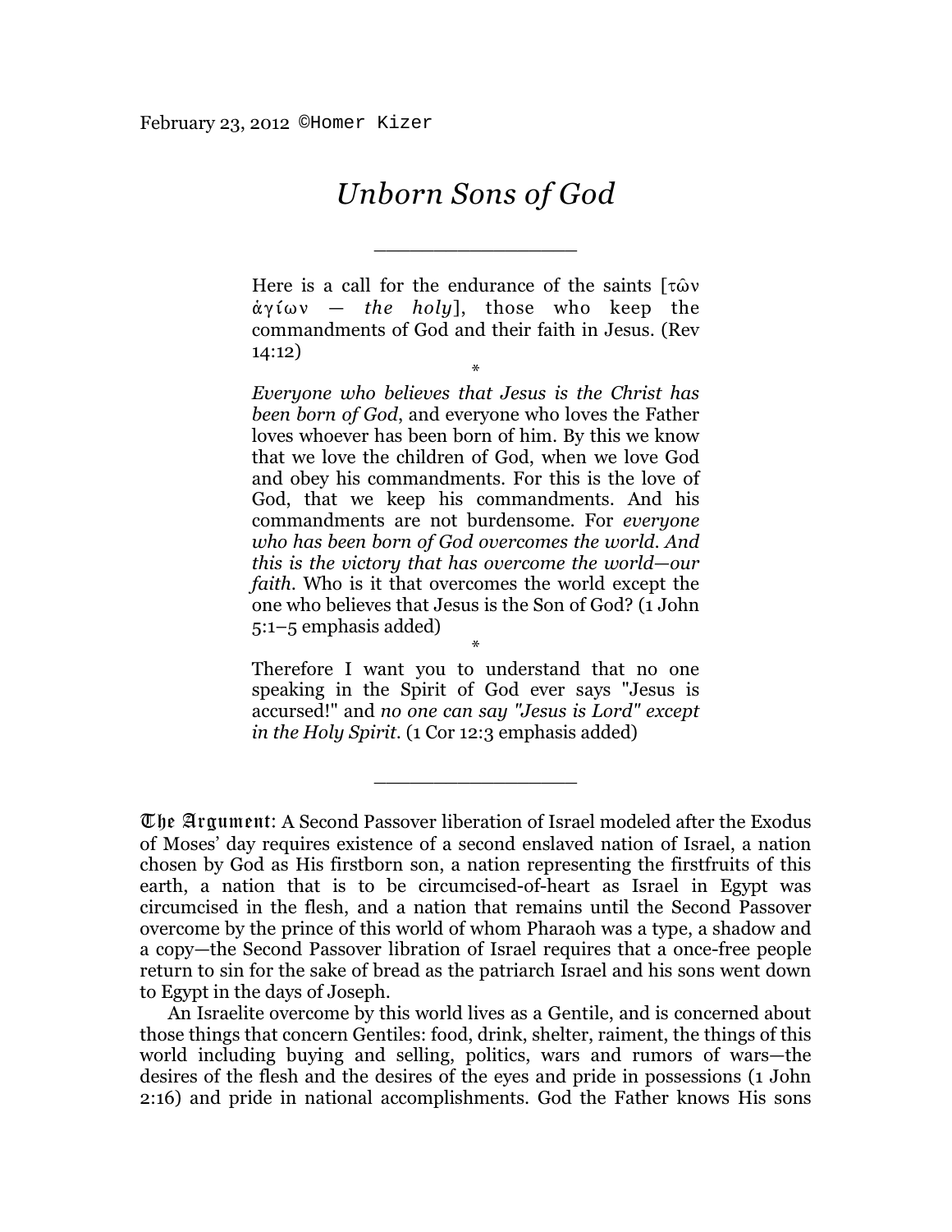February 23, 2012 ©Homer Kizer

# *Unborn Sons of God*

_______________

> Here is a call for the endurance of the saints [τῶν ἁγίων — *the holy*], those who keep the commandments of God and their faith in Jesus. (Rev 14:12)
>
> *
>
> *Everyone who believes that Jesus is the Christ has been born of God*, and everyone who loves the Father loves whoever has been born of him. By this we know that we love the children of God, when we love God and obey his commandments. For this is the love of God, that we keep his commandments. And his commandments are not burdensome. For *everyone who has been born of God overcomes the world. And this is the victory that has overcome the world—our faith*. Who is it that overcomes the world except the one who believes that Jesus is the Son of God? (1 John 5:1–5 emphasis added)
>
> *
>
> Therefore I want you to understand that no one speaking in the Spirit of God ever says "Jesus is accursed!" and *no one can say "Jesus is Lord" except in the Holy Spirit*. (1 Cor 12:3 emphasis added)

_______________

**The Argument**: A Second Passover liberation of Israel modeled after the Exodus of Moses' day requires existence of a second enslaved nation of Israel, a nation chosen by God as His firstborn son, a nation representing the firstfruits of this earth, a nation that is to be circumcised-of-heart as Israel in Egypt was circumcised in the flesh, and a nation that remains until the Second Passover overcome by the prince of this world of whom Pharaoh was a type, a shadow and a copy—the Second Passover libration of Israel requires that a once-free people return to sin for the sake of bread as the patriarch Israel and his sons went down to Egypt in the days of Joseph.

An Israelite overcome by this world lives as a Gentile, and is concerned about those things that concern Gentiles: food, drink, shelter, raiment, the things of this world including buying and selling, politics, wars and rumors of wars—the desires of the flesh and the desires of the eyes and pride in possessions (1 John 2:16) and pride in national accomplishments. God the Father knows His sons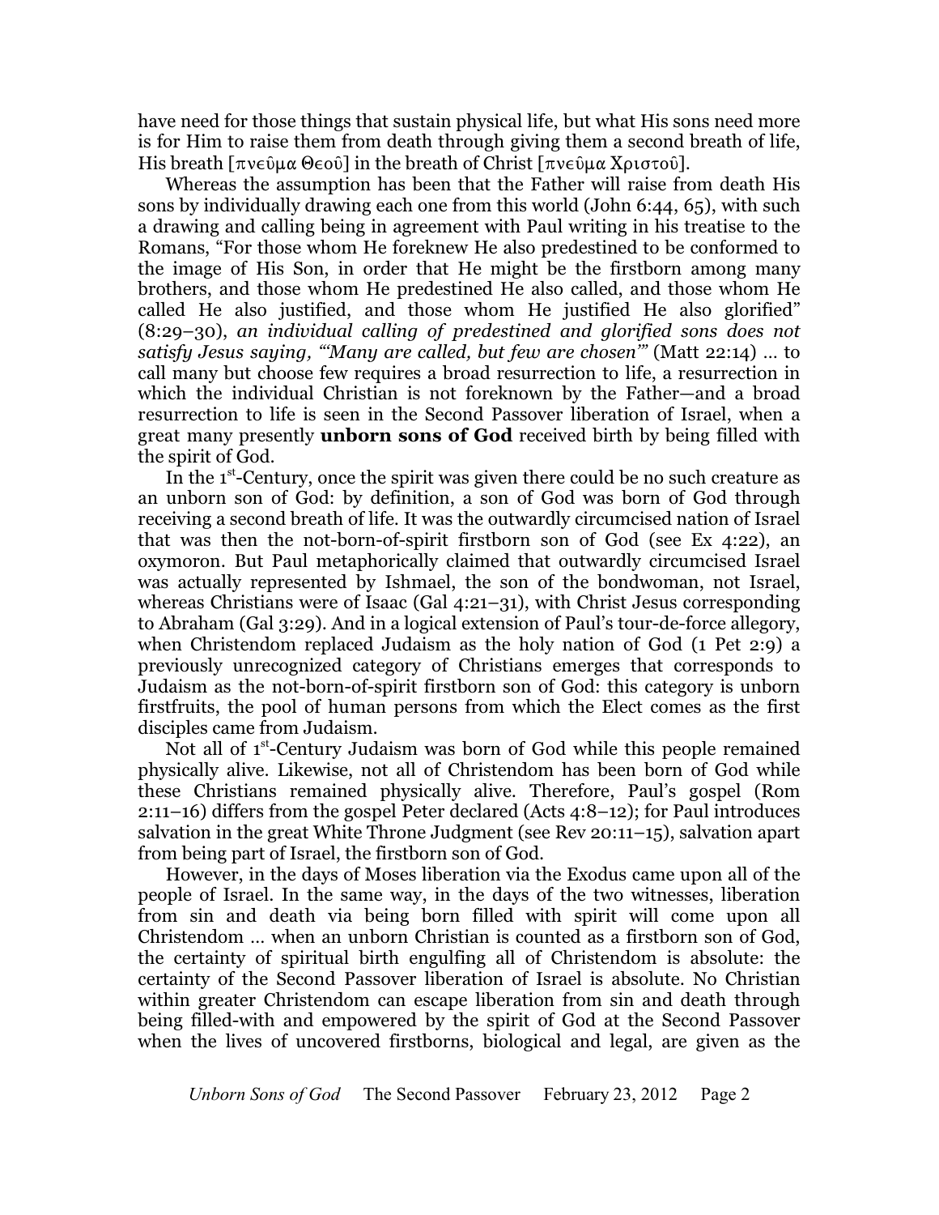have need for those things that sustain physical life, but what His sons need more is for Him to raise them from death through giving them a second breath of life, His breath [πνεῦμα Θεοῦ] in the breath of Christ [πνεῦμα Χριστοῦ].

Whereas the assumption has been that the Father will raise from death His sons by individually drawing each one from this world (John 6:44, 65), with such a drawing and calling being in agreement with Paul writing in his treatise to the Romans, "For those whom He foreknew He also predestined to be conformed to the image of His Son, in order that He might be the firstborn among many brothers, and those whom He predestined He also called, and those whom He called He also justified, and those whom He justified He also glorified" (8:29–30), *an individual calling of predestined and glorified sons does not satisfy Jesus saying, "'Many are called, but few are chosen'"* (Matt 22:14) … to call many but choose few requires a broad resurrection to life, a resurrection in which the individual Christian is not foreknown by the Father—and a broad resurrection to life is seen in the Second Passover liberation of Israel, when a great many presently **unborn sons of God** received birth by being filled with the spirit of God.

In the 1st-Century, once the spirit was given there could be no such creature as an unborn son of God: by definition, a son of God was born of God through receiving a second breath of life. It was the outwardly circumcised nation of Israel that was then the not-born-of-spirit firstborn son of God (see Ex 4:22), an oxymoron. But Paul metaphorically claimed that outwardly circumcised Israel was actually represented by Ishmael, the son of the bondwoman, not Israel, whereas Christians were of Isaac (Gal 4:21–31), with Christ Jesus corresponding to Abraham (Gal 3:29). And in a logical extension of Paul's tour-de-force allegory, when Christendom replaced Judaism as the holy nation of God (1 Pet 2:9) a previously unrecognized category of Christians emerges that corresponds to Judaism as the not-born-of-spirit firstborn son of God: this category is unborn firstfruits, the pool of human persons from which the Elect comes as the first disciples came from Judaism.

Not all of 1st-Century Judaism was born of God while this people remained physically alive. Likewise, not all of Christendom has been born of God while these Christians remained physically alive. Therefore, Paul's gospel (Rom 2:11–16) differs from the gospel Peter declared (Acts 4:8–12); for Paul introduces salvation in the great White Throne Judgment (see Rev 20:11–15), salvation apart from being part of Israel, the firstborn son of God.

However, in the days of Moses liberation via the Exodus came upon all of the people of Israel. In the same way, in the days of the two witnesses, liberation from sin and death via being born filled with spirit will come upon all Christendom … when an unborn Christian is counted as a firstborn son of God, the certainty of spiritual birth engulfing all of Christendom is absolute: the certainty of the Second Passover liberation of Israel is absolute. No Christian within greater Christendom can escape liberation from sin and death through being filled-with and empowered by the spirit of God at the Second Passover when the lives of uncovered firstborns, biological and legal, are given as the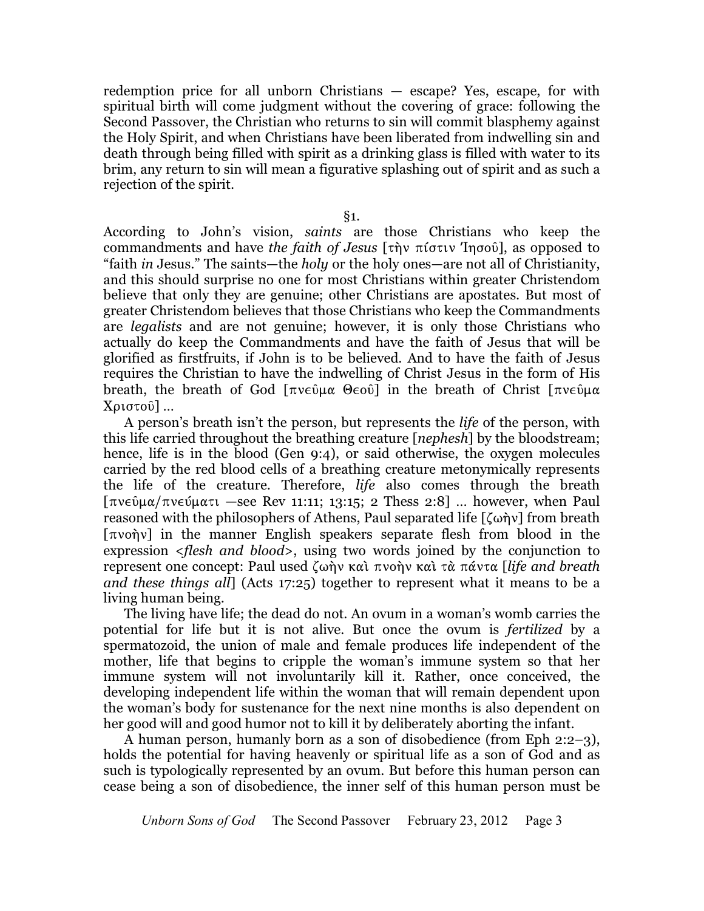redemption price for all unborn Christians — escape? Yes, escape, for with spiritual birth will come judgment without the covering of grace: following the Second Passover, the Christian who returns to sin will commit blasphemy against the Holy Spirit, and when Christians have been liberated from indwelling sin and death through being filled with spirit as a drinking glass is filled with water to its brim, any return to sin will mean a figurative splashing out of spirit and as such a rejection of the spirit.

§1.

According to John's vision, *saints* are those Christians who keep the commandments and have *the faith of Jesus* [τὴν πίστιν Ἰησοῦ], as opposed to "faith *in* Jesus." The saints—the *holy* or the holy ones—are not all of Christianity, and this should surprise no one for most Christians within greater Christendom believe that only they are genuine; other Christians are apostates. But most of greater Christendom believes that those Christians who keep the Commandments are *legalists* and are not genuine; however, it is only those Christians who actually do keep the Commandments and have the faith of Jesus that will be glorified as firstfruits, if John is to be believed. And to have the faith of Jesus requires the Christian to have the indwelling of Christ Jesus in the form of His breath, the breath of God [πνεῦμα Θεοῦ] in the breath of Christ [πνεῦμα Χριστοῦ] …

A person's breath isn't the person, but represents the *life* of the person, with this life carried throughout the breathing creature [*nephesh*] by the bloodstream; hence, life is in the blood (Gen 9:4), or said otherwise, the oxygen molecules carried by the red blood cells of a breathing creature metonymically represents the life of the creature. Therefore, *life* also comes through the breath [πνεῦμα/πνεύματι —see Rev 11:11; 13:15; 2 Thess 2:8] … however, when Paul reasoned with the philosophers of Athens, Paul separated life [ζωὴν] from breath [πνοὴν] in the manner English speakers separate flesh from blood in the expression <*flesh and blood*>, using two words joined by the conjunction to represent one concept: Paul used ζωὴν καὶ πνοὴν καὶ τὰ πάντα [*life and breath and these things all*] (Acts 17:25) together to represent what it means to be a living human being.

The living have life; the dead do not. An ovum in a woman's womb carries the potential for life but it is not alive. But once the ovum is *fertilized* by a spermatozoid, the union of male and female produces life independent of the mother, life that begins to cripple the woman's immune system so that her immune system will not involuntarily kill it. Rather, once conceived, the developing independent life within the woman that will remain dependent upon the woman's body for sustenance for the next nine months is also dependent on her good will and good humor not to kill it by deliberately aborting the infant.

A human person, humanly born as a son of disobedience (from Eph 2:2–3), holds the potential for having heavenly or spiritual life as a son of God and as such is typologically represented by an ovum. But before this human person can cease being a son of disobedience, the inner self of this human person must be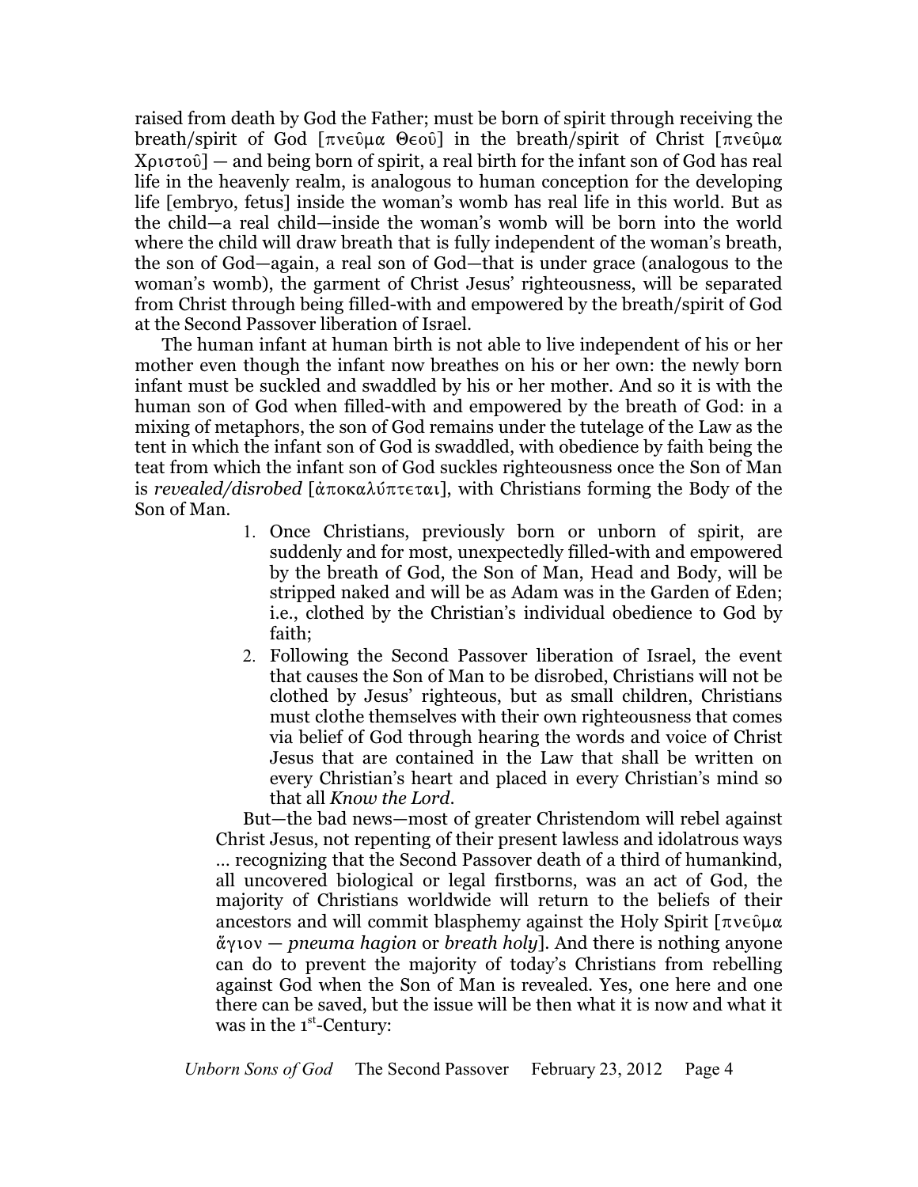raised from death by God the Father; must be born of spirit through receiving the breath/spirit of God [πνεῦμα Θεοῦ] in the breath/spirit of Christ [πνεῦμα Χριστοῦ] — and being born of spirit, a real birth for the infant son of God has real life in the heavenly realm, is analogous to human conception for the developing life [embryo, fetus] inside the woman's womb has real life in this world. But as the child—a real child—inside the woman's womb will be born into the world where the child will draw breath that is fully independent of the woman's breath, the son of God—again, a real son of God—that is under grace (analogous to the woman's womb), the garment of Christ Jesus' righteousness, will be separated from Christ through being filled-with and empowered by the breath/spirit of God at the Second Passover liberation of Israel.

The human infant at human birth is not able to live independent of his or her mother even though the infant now breathes on his or her own: the newly born infant must be suckled and swaddled by his or her mother. And so it is with the human son of God when filled-with and empowered by the breath of God: in a mixing of metaphors, the son of God remains under the tutelage of the Law as the tent in which the infant son of God is swaddled, with obedience by faith being the teat from which the infant son of God suckles righteousness once the Son of Man is *revealed/disrobed* [ἀποκαλύπτεται], with Christians forming the Body of the Son of Man.

1. Once Christians, previously born or unborn of spirit, are suddenly and for most, unexpectedly filled-with and empowered by the breath of God, the Son of Man, Head and Body, will be stripped naked and will be as Adam was in the Garden of Eden; i.e., clothed by the Christian's individual obedience to God by faith;
2. Following the Second Passover liberation of Israel, the event that causes the Son of Man to be disrobed, Christians will not be clothed by Jesus' righteous, but as small children, Christians must clothe themselves with their own righteousness that comes via belief of God through hearing the words and voice of Christ Jesus that are contained in the Law that shall be written on every Christian's heart and placed in every Christian's mind so that all *Know the Lord*.

But—the bad news—most of greater Christendom will rebel against Christ Jesus, not repenting of their present lawless and idolatrous ways … recognizing that the Second Passover death of a third of humankind, all uncovered biological or legal firstborns, was an act of God, the majority of Christians worldwide will return to the beliefs of their ancestors and will commit blasphemy against the Holy Spirit [πνεῦμα ἅγιον — *pneuma hagion* or *breath holy*]. And there is nothing anyone can do to prevent the majority of today's Christians from rebelling against God when the Son of Man is revealed. Yes, one here and one there can be saved, but the issue will be then what it is now and what it was in the 1st-Century: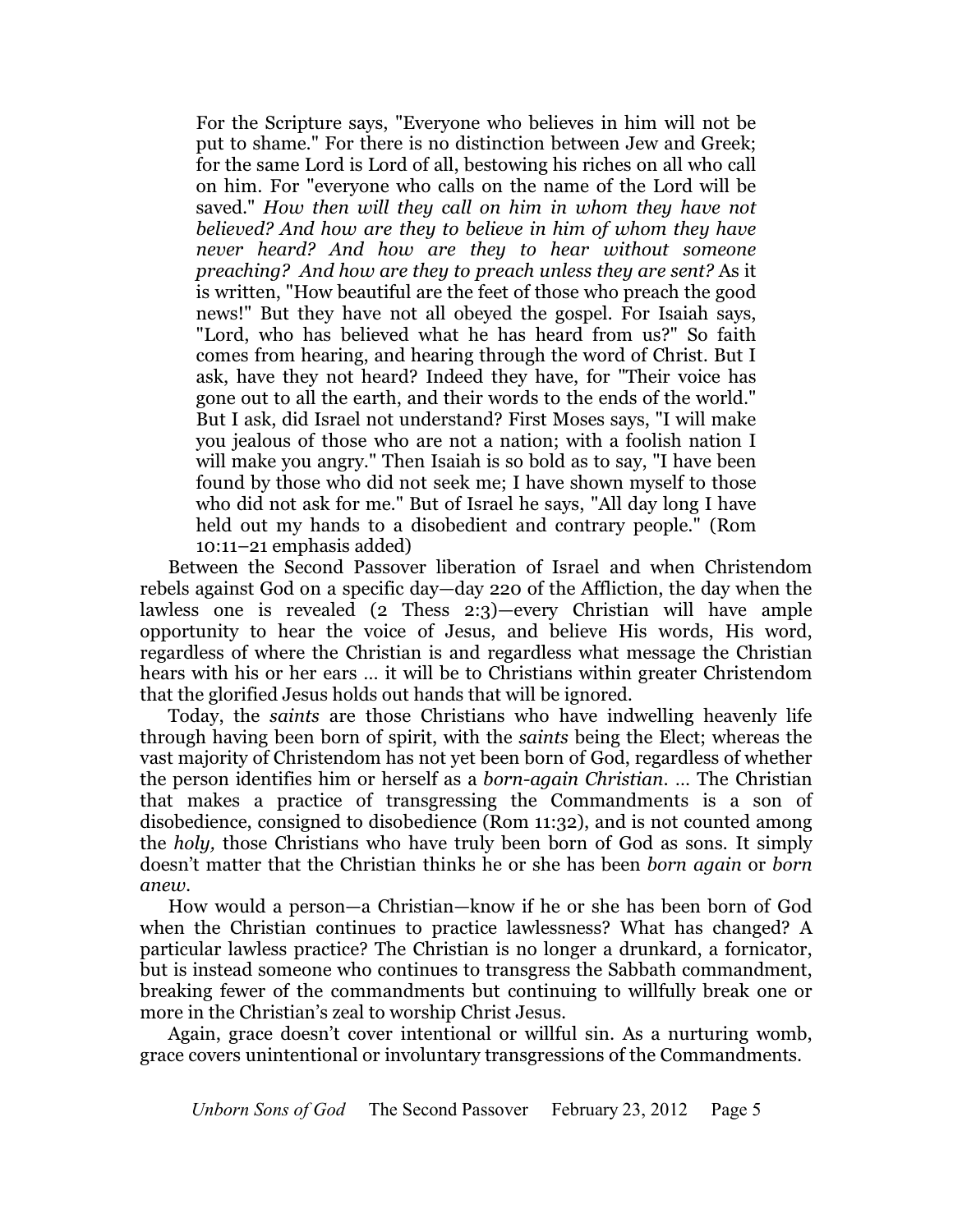> For the Scripture says, "Everyone who believes in him will not be put to shame." For there is no distinction between Jew and Greek; for the same Lord is Lord of all, bestowing his riches on all who call on him. For "everyone who calls on the name of the Lord will be saved." *How then will they call on him in whom they have not believed? And how are they to believe in him of whom they have never heard? And how are they to hear without someone preaching? And how are they to preach unless they are sent?* As it is written, "How beautiful are the feet of those who preach the good news!" But they have not all obeyed the gospel. For Isaiah says, "Lord, who has believed what he has heard from us?" So faith comes from hearing, and hearing through the word of Christ. But I ask, have they not heard? Indeed they have, for "Their voice has gone out to all the earth, and their words to the ends of the world." But I ask, did Israel not understand? First Moses says, "I will make you jealous of those who are not a nation; with a foolish nation I will make you angry." Then Isaiah is so bold as to say, "I have been found by those who did not seek me; I have shown myself to those who did not ask for me." But of Israel he says, "All day long I have held out my hands to a disobedient and contrary people." (Rom 10:11–21 emphasis added)

Between the Second Passover liberation of Israel and when Christendom rebels against God on a specific day—day 220 of the Affliction, the day when the lawless one is revealed (2 Thess 2:3)—every Christian will have ample opportunity to hear the voice of Jesus, and believe His words, His word, regardless of where the Christian is and regardless what message the Christian hears with his or her ears … it will be to Christians within greater Christendom that the glorified Jesus holds out hands that will be ignored.

Today, the *saints* are those Christians who have indwelling heavenly life through having been born of spirit, with the *saints* being the Elect; whereas the vast majority of Christendom has not yet been born of God, regardless of whether the person identifies him or herself as a *born-again Christian*. … The Christian that makes a practice of transgressing the Commandments is a son of disobedience, consigned to disobedience (Rom 11:32), and is not counted among the *holy,* those Christians who have truly been born of God as sons. It simply doesn't matter that the Christian thinks he or she has been *born again* or *born anew*.

How would a person—a Christian—know if he or she has been born of God when the Christian continues to practice lawlessness? What has changed? A particular lawless practice? The Christian is no longer a drunkard, a fornicator, but is instead someone who continues to transgress the Sabbath commandment, breaking fewer of the commandments but continuing to willfully break one or more in the Christian's zeal to worship Christ Jesus.

Again, grace doesn't cover intentional or willful sin. As a nurturing womb, grace covers unintentional or involuntary transgressions of the Commandments.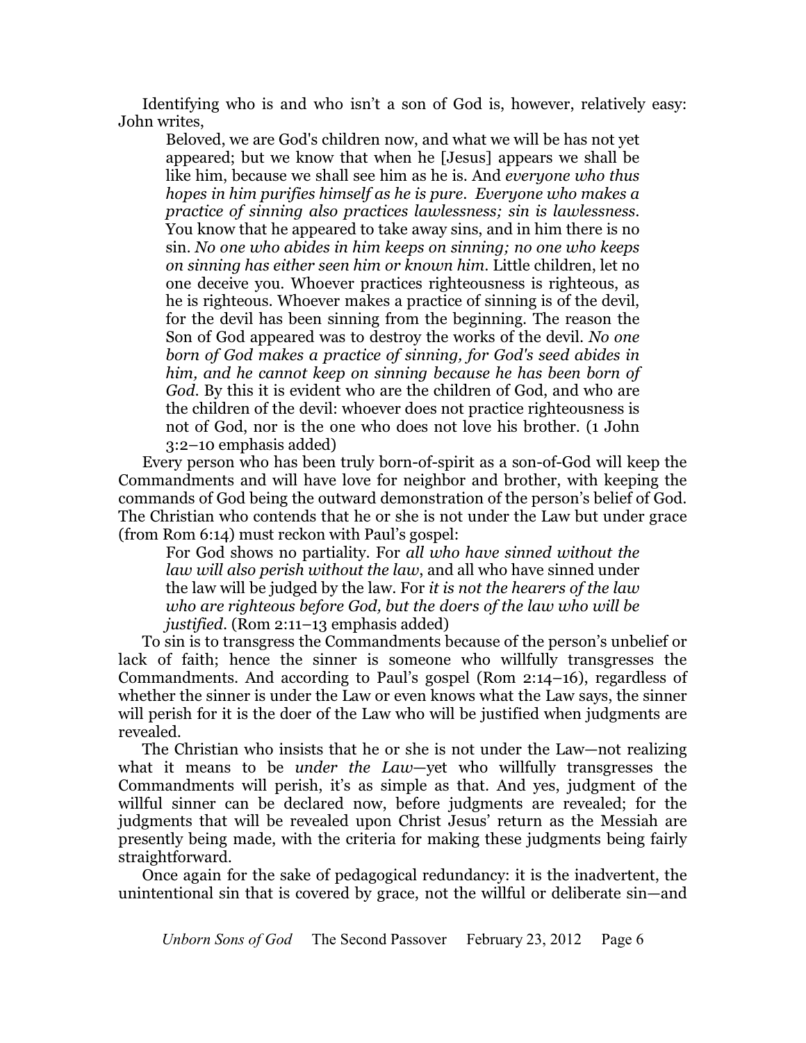Identifying who is and who isn't a son of God is, however, relatively easy: John writes,

> Beloved, we are God's children now, and what we will be has not yet appeared; but we know that when he [Jesus] appears we shall be like him, because we shall see him as he is. And *everyone who thus hopes in him purifies himself as he is pure. Everyone who makes a practice of sinning also practices lawlessness; sin is lawlessness.* You know that he appeared to take away sins, and in him there is no sin. *No one who abides in him keeps on sinning; no one who keeps on sinning has either seen him or known him.* Little children, let no one deceive you. Whoever practices righteousness is righteous, as he is righteous. Whoever makes a practice of sinning is of the devil, for the devil has been sinning from the beginning. The reason the Son of God appeared was to destroy the works of the devil. *No one born of God makes a practice of sinning, for God's seed abides in him, and he cannot keep on sinning because he has been born of God.* By this it is evident who are the children of God, and who are the children of the devil: whoever does not practice righteousness is not of God, nor is the one who does not love his brother. (1 John 3:2–10 emphasis added)

Every person who has been truly born-of-spirit as a son-of-God will keep the Commandments and will have love for neighbor and brother, with keeping the commands of God being the outward demonstration of the person's belief of God. The Christian who contends that he or she is not under the Law but under grace (from Rom 6:14) must reckon with Paul's gospel:

> For God shows no partiality. For *all who have sinned without the law will also perish without the law,* and all who have sinned under the law will be judged by the law. For *it is not the hearers of the law who are righteous before God, but the doers of the law who will be justified*. (Rom 2:11–13 emphasis added)

To sin is to transgress the Commandments because of the person's unbelief or lack of faith; hence the sinner is someone who willfully transgresses the Commandments. And according to Paul's gospel (Rom 2:14–16), regardless of whether the sinner is under the Law or even knows what the Law says, the sinner will perish for it is the doer of the Law who will be justified when judgments are revealed.

The Christian who insists that he or she is not under the Law—not realizing what it means to be *under the Law*—yet who willfully transgresses the Commandments will perish, it's as simple as that. And yes, judgment of the willful sinner can be declared now, before judgments are revealed; for the judgments that will be revealed upon Christ Jesus' return as the Messiah are presently being made, with the criteria for making these judgments being fairly straightforward.

Once again for the sake of pedagogical redundancy: it is the inadvertent, the unintentional sin that is covered by grace, not the willful or deliberate sin—and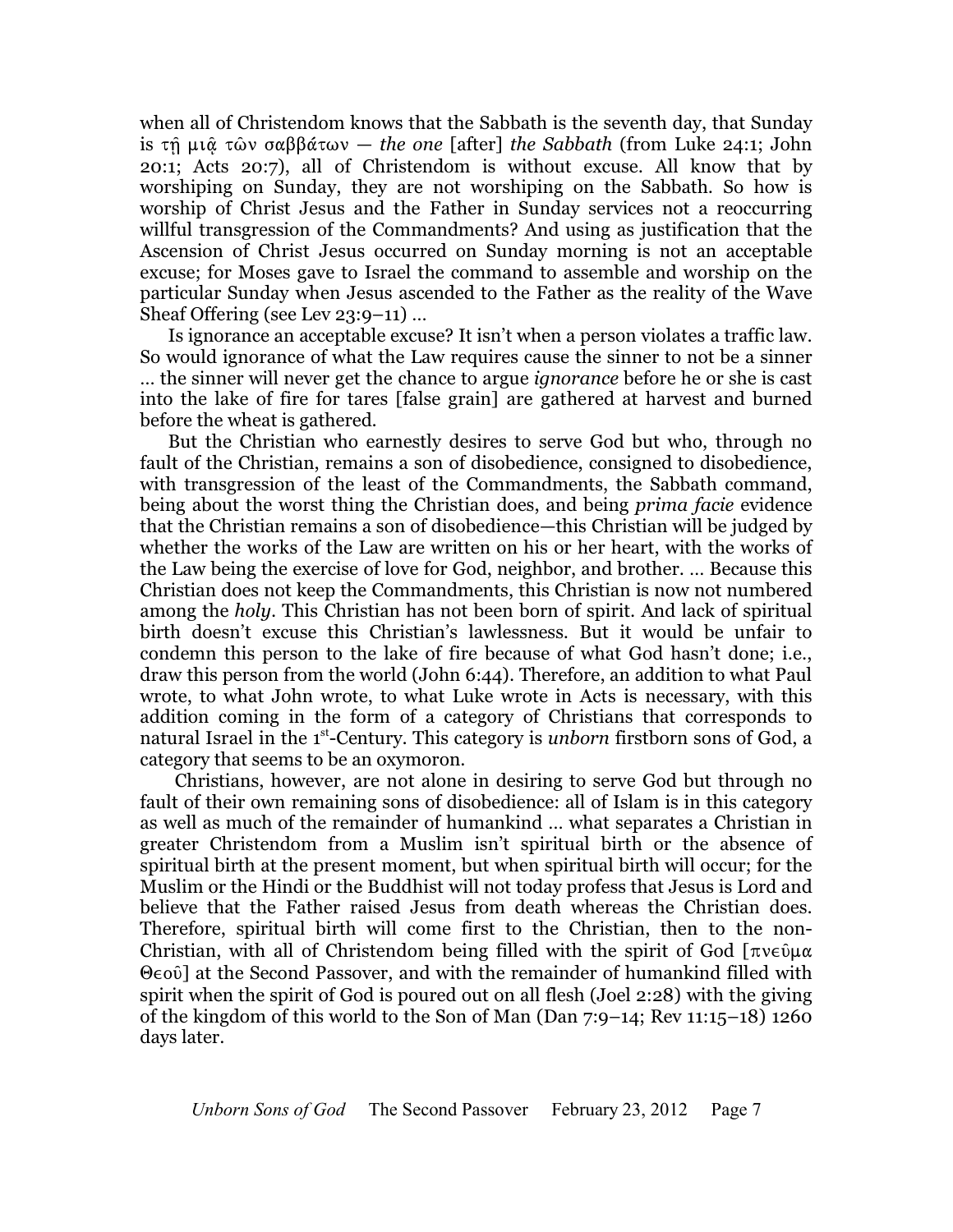when all of Christendom knows that the Sabbath is the seventh day, that Sunday is τῇ μιᾷ τῶν σαββάτων — *the one* [after] *the Sabbath* (from Luke 24:1; John 20:1; Acts 20:7), all of Christendom is without excuse. All know that by worshiping on Sunday, they are not worshiping on the Sabbath. So how is worship of Christ Jesus and the Father in Sunday services not a reoccurring willful transgression of the Commandments? And using as justification that the Ascension of Christ Jesus occurred on Sunday morning is not an acceptable excuse; for Moses gave to Israel the command to assemble and worship on the particular Sunday when Jesus ascended to the Father as the reality of the Wave Sheaf Offering (see Lev 23:9–11) …

Is ignorance an acceptable excuse? It isn't when a person violates a traffic law. So would ignorance of what the Law requires cause the sinner to not be a sinner … the sinner will never get the chance to argue *ignorance* before he or she is cast into the lake of fire for tares [false grain] are gathered at harvest and burned before the wheat is gathered.

But the Christian who earnestly desires to serve God but who, through no fault of the Christian, remains a son of disobedience, consigned to disobedience, with transgression of the least of the Commandments, the Sabbath command, being about the worst thing the Christian does, and being *prima facie* evidence that the Christian remains a son of disobedience—this Christian will be judged by whether the works of the Law are written on his or her heart, with the works of the Law being the exercise of love for God, neighbor, and brother. … Because this Christian does not keep the Commandments, this Christian is now not numbered among the *holy*. This Christian has not been born of spirit. And lack of spiritual birth doesn't excuse this Christian's lawlessness. But it would be unfair to condemn this person to the lake of fire because of what God hasn't done; i.e., draw this person from the world (John 6:44). Therefore, an addition to what Paul wrote, to what John wrote, to what Luke wrote in Acts is necessary, with this addition coming in the form of a category of Christians that corresponds to natural Israel in the 1st-Century. This category is *unborn* firstborn sons of God, a category that seems to be an oxymoron.

Christians, however, are not alone in desiring to serve God but through no fault of their own remaining sons of disobedience: all of Islam is in this category as well as much of the remainder of humankind … what separates a Christian in greater Christendom from a Muslim isn't spiritual birth or the absence of spiritual birth at the present moment, but when spiritual birth will occur; for the Muslim or the Hindi or the Buddhist will not today profess that Jesus is Lord and believe that the Father raised Jesus from death whereas the Christian does. Therefore, spiritual birth will come first to the Christian, then to the non-Christian, with all of Christendom being filled with the spirit of God [πνεῦμα Θεοῦ] at the Second Passover, and with the remainder of humankind filled with spirit when the spirit of God is poured out on all flesh (Joel 2:28) with the giving of the kingdom of this world to the Son of Man (Dan 7:9–14; Rev 11:15–18) 1260 days later.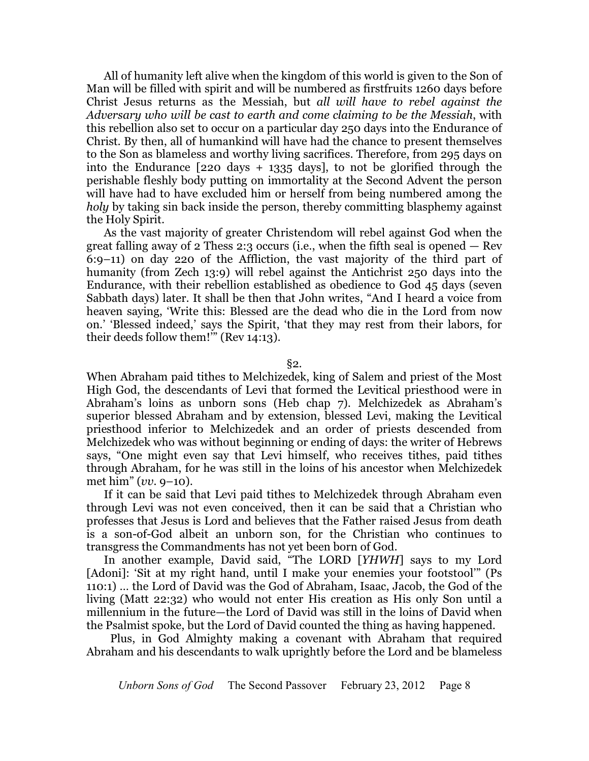All of humanity left alive when the kingdom of this world is given to the Son of Man will be filled with spirit and will be numbered as firstfruits 1260 days before Christ Jesus returns as the Messiah, but *all will have to rebel against the Adversary who will be cast to earth and come claiming to be the Messiah*, with this rebellion also set to occur on a particular day 250 days into the Endurance of Christ. By then, all of humankind will have had the chance to present themselves to the Son as blameless and worthy living sacrifices. Therefore, from 295 days on into the Endurance [220 days + 1335 days], to not be glorified through the perishable fleshly body putting on immortality at the Second Advent the person will have had to have excluded him or herself from being numbered among the *holy* by taking sin back inside the person, thereby committing blasphemy against the Holy Spirit.

As the vast majority of greater Christendom will rebel against God when the great falling away of 2 Thess 2:3 occurs (i.e., when the fifth seal is opened — Rev 6:9–11) on day 220 of the Affliction, the vast majority of the third part of humanity (from Zech 13:9) will rebel against the Antichrist 250 days into the Endurance, with their rebellion established as obedience to God 45 days (seven Sabbath days) later. It shall be then that John writes, "And I heard a voice from heaven saying, 'Write this: Blessed are the dead who die in the Lord from now on.' 'Blessed indeed,' says the Spirit, 'that they may rest from their labors, for their deeds follow them!'" (Rev 14:13).

§2.

When Abraham paid tithes to Melchizedek, king of Salem and priest of the Most High God, the descendants of Levi that formed the Levitical priesthood were in Abraham's loins as unborn sons (Heb chap 7). Melchizedek as Abraham's superior blessed Abraham and by extension, blessed Levi, making the Levitical priesthood inferior to Melchizedek and an order of priests descended from Melchizedek who was without beginning or ending of days: the writer of Hebrews says, "One might even say that Levi himself, who receives tithes, paid tithes through Abraham, for he was still in the loins of his ancestor when Melchizedek met him" (*vv.* 9–10).

If it can be said that Levi paid tithes to Melchizedek through Abraham even through Levi was not even conceived, then it can be said that a Christian who professes that Jesus is Lord and believes that the Father raised Jesus from death is a son-of-God albeit an unborn son, for the Christian who continues to transgress the Commandments has not yet been born of God.

In another example, David said, "The LORD [*YHWH*] says to my Lord [Adoni]: 'Sit at my right hand, until I make your enemies your footstool'" (Ps 110:1) … the Lord of David was the God of Abraham, Isaac, Jacob, the God of the living (Matt 22:32) who would not enter His creation as His only Son until a millennium in the future—the Lord of David was still in the loins of David when the Psalmist spoke, but the Lord of David counted the thing as having happened.

Plus, in God Almighty making a covenant with Abraham that required Abraham and his descendants to walk uprightly before the Lord and be blameless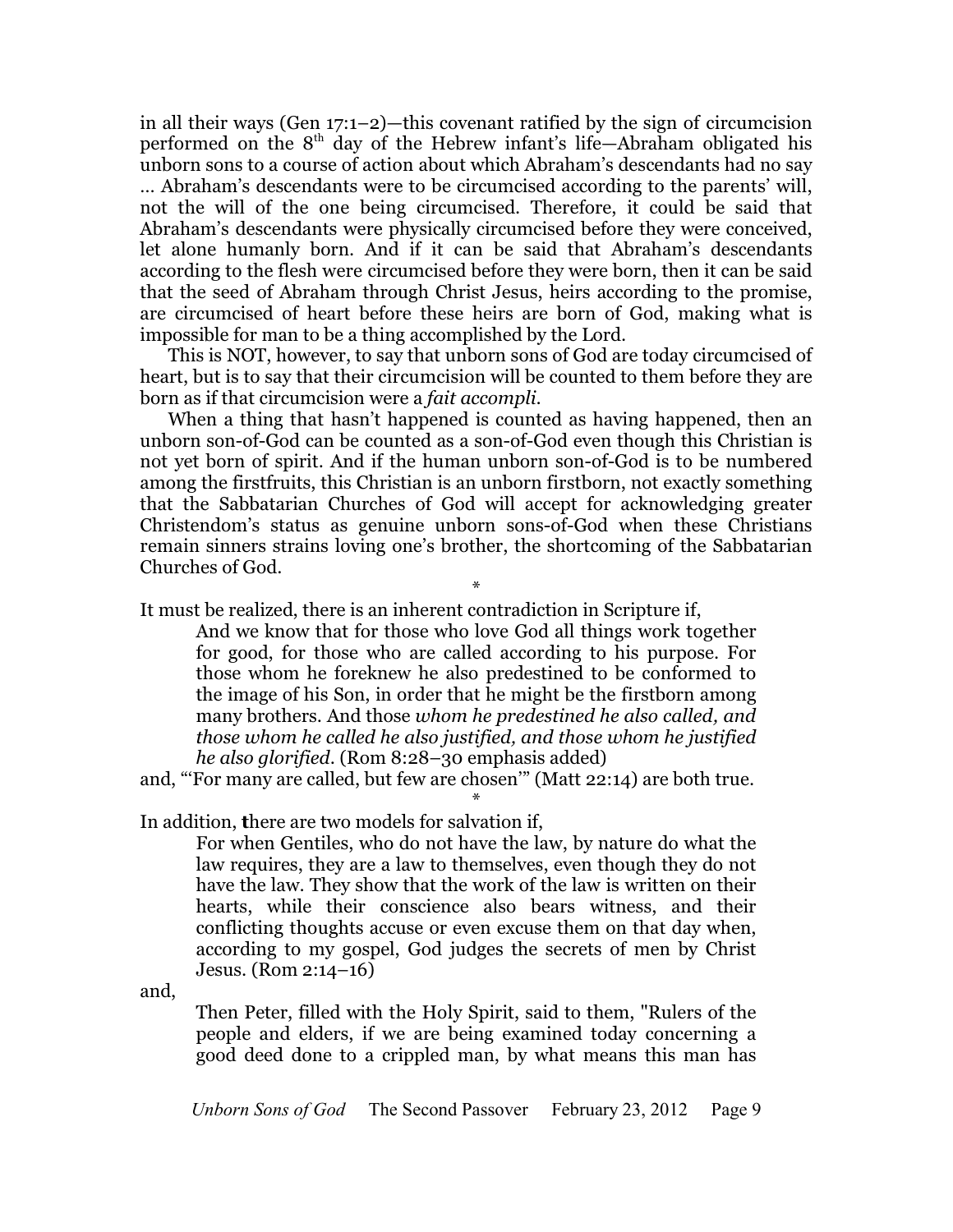in all their ways (Gen 17:1–2)—this covenant ratified by the sign of circumcision performed on the 8th day of the Hebrew infant's life—Abraham obligated his unborn sons to a course of action about which Abraham's descendants had no say … Abraham's descendants were to be circumcised according to the parents' will, not the will of the one being circumcised. Therefore, it could be said that Abraham's descendants were physically circumcised before they were conceived, let alone humanly born. And if it can be said that Abraham's descendants according to the flesh were circumcised before they were born, then it can be said that the seed of Abraham through Christ Jesus, heirs according to the promise, are circumcised of heart before these heirs are born of God, making what is impossible for man to be a thing accomplished by the Lord.

This is NOT, however, to say that unborn sons of God are today circumcised of heart, but is to say that their circumcision will be counted to them before they are born as if that circumcision were a *fait accompli*.

When a thing that hasn't happened is counted as having happened, then an unborn son-of-God can be counted as a son-of-God even though this Christian is not yet born of spirit. And if the human unborn son-of-God is to be numbered among the firstfruits, this Christian is an unborn firstborn, not exactly something that the Sabbatarian Churches of God will accept for acknowledging greater Christendom's status as genuine unborn sons-of-God when these Christians remain sinners strains loving one's brother, the shortcoming of the Sabbatarian Churches of God.

*

It must be realized, there is an inherent contradiction in Scripture if,

> And we know that for those who love God all things work together for good, for those who are called according to his purpose. For those whom he foreknew he also predestined to be conformed to the image of his Son, in order that he might be the firstborn among many brothers. And those *whom he predestined he also called, and those whom he called he also justified, and those whom he justified he also glorified*. (Rom 8:28–30 emphasis added)

and, "'For many are called, but few are chosen'" (Matt 22:14) are both true.

*

In addition, there are two models for salvation if,

> For when Gentiles, who do not have the law, by nature do what the law requires, they are a law to themselves, even though they do not have the law. They show that the work of the law is written on their hearts, while their conscience also bears witness, and their conflicting thoughts accuse or even excuse them on that day when, according to my gospel, God judges the secrets of men by Christ Jesus. (Rom 2:14–16)

and,

> Then Peter, filled with the Holy Spirit, said to them, "Rulers of the people and elders, if we are being examined today concerning a good deed done to a crippled man, by what means this man has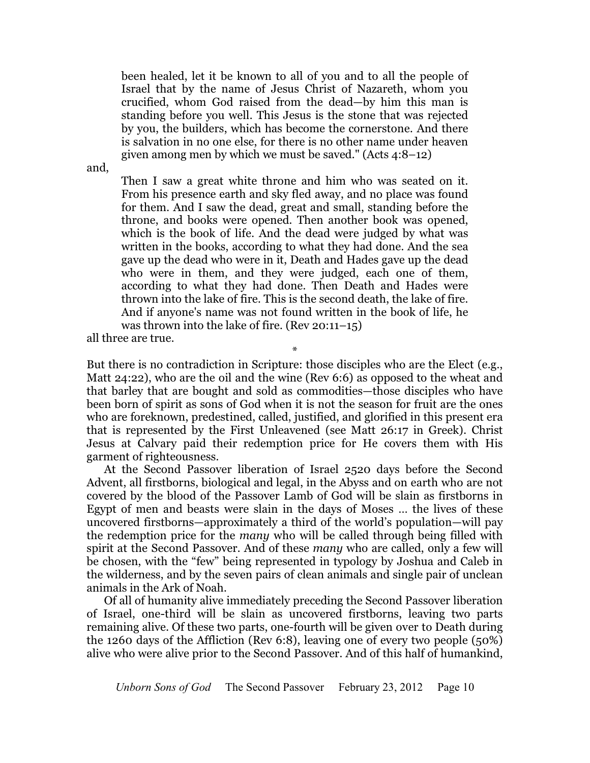> been healed, let it be known to all of you and to all the people of Israel that by the name of Jesus Christ of Nazareth, whom you crucified, whom God raised from the dead—by him this man is standing before you well. This Jesus is the stone that was rejected by you, the builders, which has become the cornerstone. And there is salvation in no one else, for there is no other name under heaven given among men by which we must be saved." (Acts 4:8–12)

and,

> Then I saw a great white throne and him who was seated on it. From his presence earth and sky fled away, and no place was found for them. And I saw the dead, great and small, standing before the throne, and books were opened. Then another book was opened, which is the book of life. And the dead were judged by what was written in the books, according to what they had done. And the sea gave up the dead who were in it, Death and Hades gave up the dead who were in them, and they were judged, each one of them, according to what they had done. Then Death and Hades were thrown into the lake of fire. This is the second death, the lake of fire. And if anyone's name was not found written in the book of life, he was thrown into the lake of fire. (Rev 20:11–15)

all three are true.

*

But there is no contradiction in Scripture: those disciples who are the Elect (e.g., Matt 24:22), who are the oil and the wine (Rev 6:6) as opposed to the wheat and that barley that are bought and sold as commodities—those disciples who have been born of spirit as sons of God when it is not the season for fruit are the ones who are foreknown, predestined, called, justified, and glorified in this present era that is represented by the First Unleavened (see Matt 26:17 in Greek). Christ Jesus at Calvary paid their redemption price for He covers them with His garment of righteousness.

At the Second Passover liberation of Israel 2520 days before the Second Advent, all firstborns, biological and legal, in the Abyss and on earth who are not covered by the blood of the Passover Lamb of God will be slain as firstborns in Egypt of men and beasts were slain in the days of Moses … the lives of these uncovered firstborns—approximately a third of the world's population—will pay the redemption price for the *many* who will be called through being filled with spirit at the Second Passover. And of these *many* who are called, only a few will be chosen, with the "few" being represented in typology by Joshua and Caleb in the wilderness, and by the seven pairs of clean animals and single pair of unclean animals in the Ark of Noah.

Of all of humanity alive immediately preceding the Second Passover liberation of Israel, one-third will be slain as uncovered firstborns, leaving two parts remaining alive. Of these two parts, one-fourth will be given over to Death during the 1260 days of the Affliction (Rev 6:8), leaving one of every two people (50%) alive who were alive prior to the Second Passover. And of this half of humankind,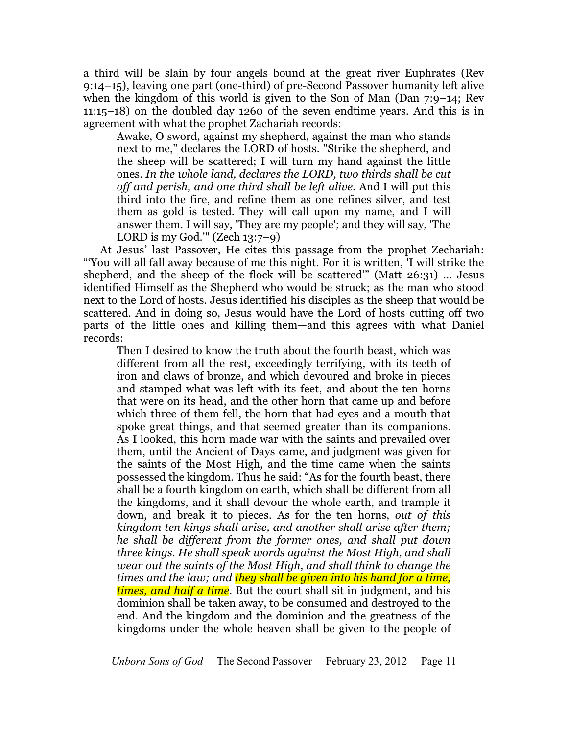a third will be slain by four angels bound at the great river Euphrates (Rev 9:14–15), leaving one part (one-third) of pre-Second Passover humanity left alive when the kingdom of this world is given to the Son of Man (Dan 7:9–14; Rev 11:15–18) on the doubled day 1260 of the seven endtime years. And this is in agreement with what the prophet Zachariah records:

> Awake, O sword, against my shepherd, against the man who stands next to me," declares the LORD of hosts. "Strike the shepherd, and the sheep will be scattered; I will turn my hand against the little ones. *In the whole land, declares the LORD, two thirds shall be cut off and perish, and one third shall be left alive*. And I will put this third into the fire, and refine them as one refines silver, and test them as gold is tested. They will call upon my name, and I will answer them. I will say, 'They are my people'; and they will say, 'The LORD is my God.'" (Zech 13:7–9)

At Jesus' last Passover, He cites this passage from the prophet Zechariah: "'You will all fall away because of me this night. For it is written, 'I will strike the shepherd, and the sheep of the flock will be scattered'" (Matt 26:31) … Jesus identified Himself as the Shepherd who would be struck; as the man who stood next to the Lord of hosts. Jesus identified his disciples as the sheep that would be scattered. And in doing so, Jesus would have the Lord of hosts cutting off two parts of the little ones and killing them—and this agrees with what Daniel records:

> Then I desired to know the truth about the fourth beast, which was different from all the rest, exceedingly terrifying, with its teeth of iron and claws of bronze, and which devoured and broke in pieces and stamped what was left with its feet, and about the ten horns that were on its head, and the other horn that came up and before which three of them fell, the horn that had eyes and a mouth that spoke great things, and that seemed greater than its companions. As I looked, this horn made war with the saints and prevailed over them, until the Ancient of Days came, and judgment was given for the saints of the Most High, and the time came when the saints possessed the kingdom. Thus he said: "As for the fourth beast, there shall be a fourth kingdom on earth, which shall be different from all the kingdoms, and it shall devour the whole earth, and trample it down, and break it to pieces. As for the ten horns, *out of this kingdom ten kings shall arise, and another shall arise after them; he shall be different from the former ones, and shall put down three kings. He shall speak words against the Most High, and shall wear out the saints of the Most High, and shall think to change the times and the law; and they shall be given into his hand for a time, times, and half a time*. But the court shall sit in judgment, and his dominion shall be taken away, to be consumed and destroyed to the end. And the kingdom and the dominion and the greatness of the kingdoms under the whole heaven shall be given to the people of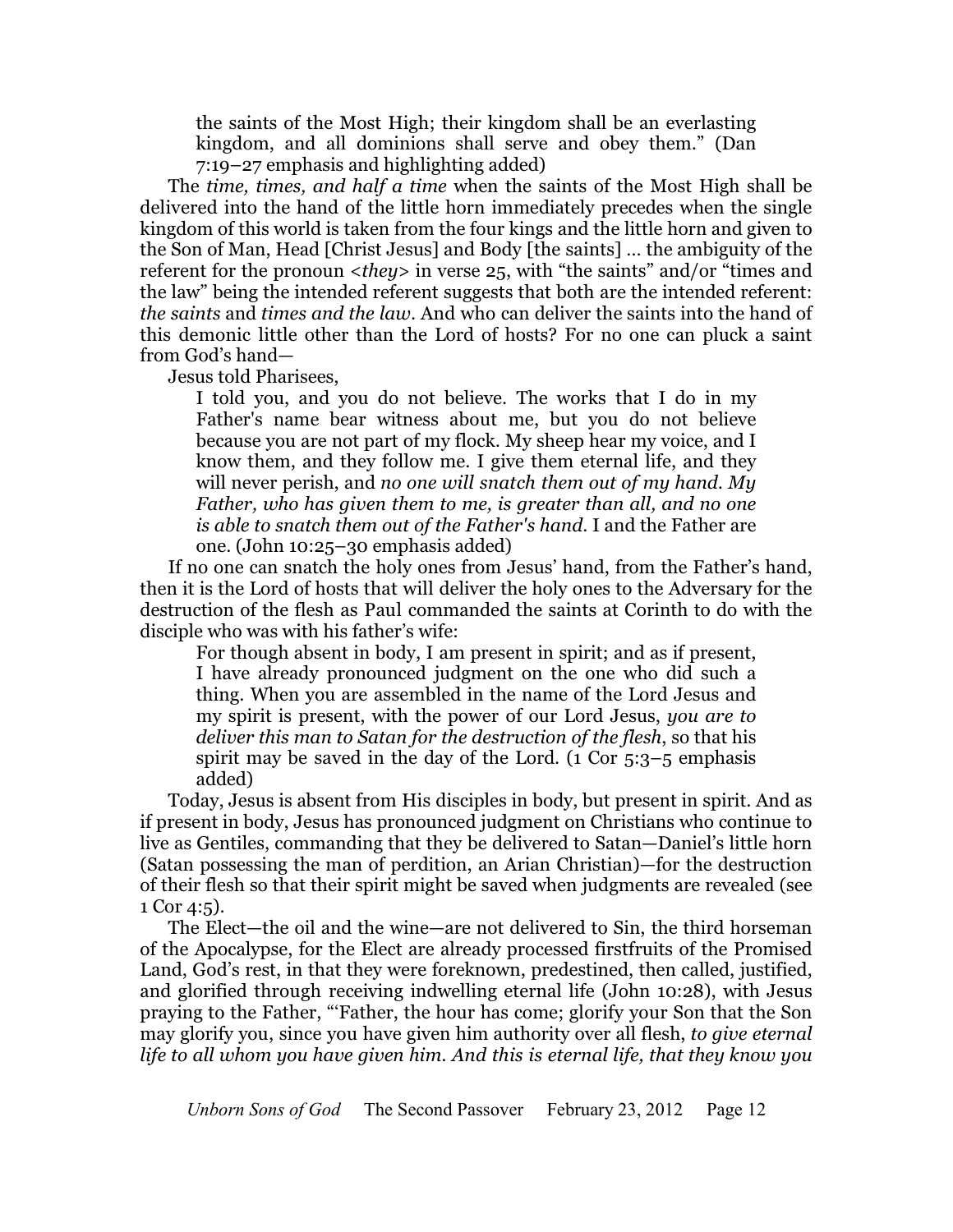> the saints of the Most High; their kingdom shall be an everlasting kingdom, and all dominions shall serve and obey them." (Dan 7:19–27 emphasis and highlighting added)

The *time, times, and half a time* when the saints of the Most High shall be delivered into the hand of the little horn immediately precedes when the single kingdom of this world is taken from the four kings and the little horn and given to the Son of Man, Head [Christ Jesus] and Body [the saints] … the ambiguity of the referent for the pronoun <*they*> in verse 25, with "the saints" and/or "times and the law" being the intended referent suggests that both are the intended referent: *the saints* and *times and the law*. And who can deliver the saints into the hand of this demonic little other than the Lord of hosts? For no one can pluck a saint from God's hand—

Jesus told Pharisees,

> I told you, and you do not believe. The works that I do in my Father's name bear witness about me, but you do not believe because you are not part of my flock. My sheep hear my voice, and I know them, and they follow me. I give them eternal life, and they will never perish, and *no one will snatch them out of my hand. My Father, who has given them to me, is greater than all, and no one is able to snatch them out of the Father's hand*. I and the Father are one. (John 10:25–30 emphasis added)

If no one can snatch the holy ones from Jesus' hand, from the Father's hand, then it is the Lord of hosts that will deliver the holy ones to the Adversary for the destruction of the flesh as Paul commanded the saints at Corinth to do with the disciple who was with his father's wife:

> For though absent in body, I am present in spirit; and as if present, I have already pronounced judgment on the one who did such a thing. When you are assembled in the name of the Lord Jesus and my spirit is present, with the power of our Lord Jesus, *you are to deliver this man to Satan for the destruction of the flesh*, so that his spirit may be saved in the day of the Lord. (1 Cor 5:3–5 emphasis added)

Today, Jesus is absent from His disciples in body, but present in spirit. And as if present in body, Jesus has pronounced judgment on Christians who continue to live as Gentiles, commanding that they be delivered to Satan—Daniel's little horn (Satan possessing the man of perdition, an Arian Christian)—for the destruction of their flesh so that their spirit might be saved when judgments are revealed (see 1 Cor 4:5).

The Elect—the oil and the wine—are not delivered to Sin, the third horseman of the Apocalypse, for the Elect are already processed firstfruits of the Promised Land, God's rest, in that they were foreknown, predestined, then called, justified, and glorified through receiving indwelling eternal life (John 10:28), with Jesus praying to the Father, "'Father, the hour has come; glorify your Son that the Son may glorify you, since you have given him authority over all flesh, *to give eternal life to all whom you have given him. And this is eternal life, that they know you*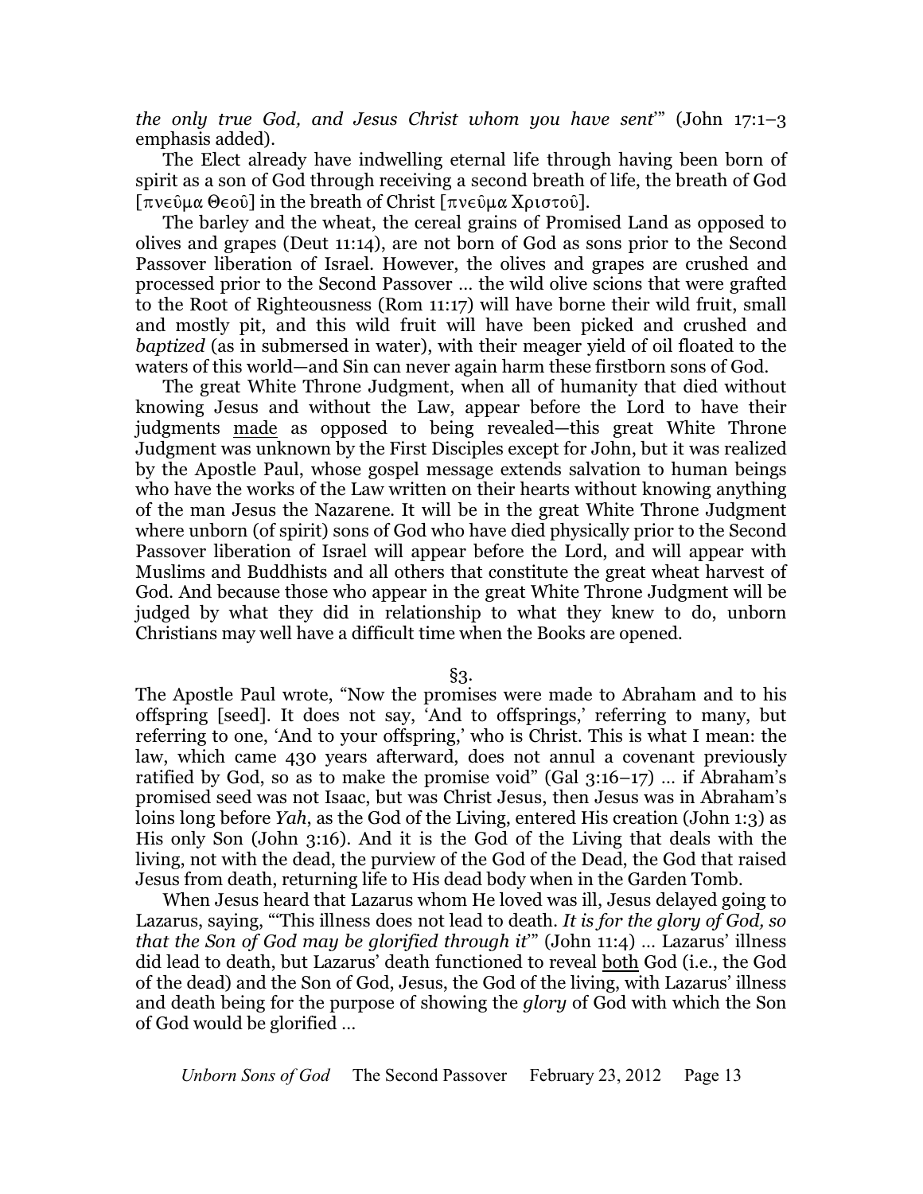*the only true God, and Jesus Christ whom you have sent*'" (John 17:1–3 emphasis added).

The Elect already have indwelling eternal life through having been born of spirit as a son of God through receiving a second breath of life, the breath of God [πνεῦμα Θεοῦ] in the breath of Christ [πνεῦμα Χριστοῦ].

The barley and the wheat, the cereal grains of Promised Land as opposed to olives and grapes (Deut 11:14), are not born of God as sons prior to the Second Passover liberation of Israel. However, the olives and grapes are crushed and processed prior to the Second Passover … the wild olive scions that were grafted to the Root of Righteousness (Rom 11:17) will have borne their wild fruit, small and mostly pit, and this wild fruit will have been picked and crushed and *baptized* (as in submersed in water), with their meager yield of oil floated to the waters of this world—and Sin can never again harm these firstborn sons of God.

The great White Throne Judgment, when all of humanity that died without knowing Jesus and without the Law, appear before the Lord to have their judgments made as opposed to being revealed—this great White Throne Judgment was unknown by the First Disciples except for John, but it was realized by the Apostle Paul, whose gospel message extends salvation to human beings who have the works of the Law written on their hearts without knowing anything of the man Jesus the Nazarene. It will be in the great White Throne Judgment where unborn (of spirit) sons of God who have died physically prior to the Second Passover liberation of Israel will appear before the Lord, and will appear with Muslims and Buddhists and all others that constitute the great wheat harvest of God. And because those who appear in the great White Throne Judgment will be judged by what they did in relationship to what they knew to do, unborn Christians may well have a difficult time when the Books are opened.

§3.

The Apostle Paul wrote, "Now the promises were made to Abraham and to his offspring [seed]. It does not say, 'And to offsprings,' referring to many, but referring to one, 'And to your offspring,' who is Christ. This is what I mean: the law, which came 430 years afterward, does not annul a covenant previously ratified by God, so as to make the promise void" (Gal 3:16–17) … if Abraham's promised seed was not Isaac, but was Christ Jesus, then Jesus was in Abraham's loins long before *Yah*, as the God of the Living, entered His creation (John 1:3) as His only Son (John 3:16). And it is the God of the Living that deals with the living, not with the dead, the purview of the God of the Dead, the God that raised Jesus from death, returning life to His dead body when in the Garden Tomb.

When Jesus heard that Lazarus whom He loved was ill, Jesus delayed going to Lazarus, saying, "'This illness does not lead to death. *It is for the glory of God, so that the Son of God may be glorified through it*'" (John 11:4) … Lazarus' illness did lead to death, but Lazarus' death functioned to reveal both God (i.e., the God of the dead) and the Son of God, Jesus, the God of the living, with Lazarus' illness and death being for the purpose of showing the *glory* of God with which the Son of God would be glorified …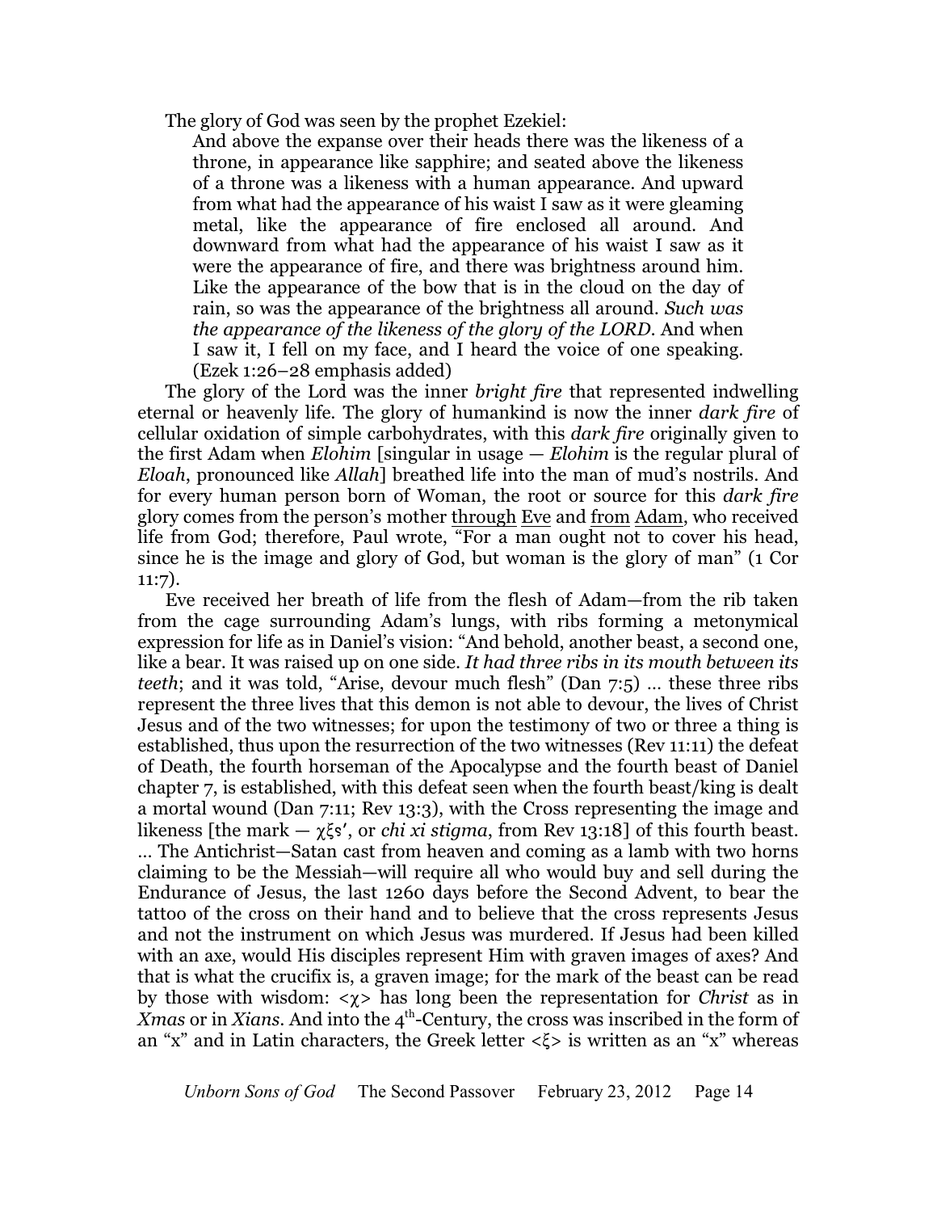The glory of God was seen by the prophet Ezekiel:

> And above the expanse over their heads there was the likeness of a throne, in appearance like sapphire; and seated above the likeness of a throne was a likeness with a human appearance. And upward from what had the appearance of his waist I saw as it were gleaming metal, like the appearance of fire enclosed all around. And downward from what had the appearance of his waist I saw as it were the appearance of fire, and there was brightness around him. Like the appearance of the bow that is in the cloud on the day of rain, so was the appearance of the brightness all around. *Such was the appearance of the likeness of the glory of the LORD*. And when I saw it, I fell on my face, and I heard the voice of one speaking. (Ezek 1:26–28 emphasis added)

The glory of the Lord was the inner *bright fire* that represented indwelling eternal or heavenly life. The glory of humankind is now the inner *dark fire* of cellular oxidation of simple carbohydrates, with this *dark fire* originally given to the first Adam when *Elohim* [singular in usage — *Elohim* is the regular plural of *Eloah*, pronounced like *Allah*] breathed life into the man of mud's nostrils. And for every human person born of Woman, the root or source for this *dark fire* glory comes from the person's mother <u>through</u> <u>Eve</u> and <u>from</u> <u>Adam</u>, who received life from God; therefore, Paul wrote, "For a man ought not to cover his head, since he is the image and glory of God, but woman is the glory of man" (1 Cor 11:7).

Eve received her breath of life from the flesh of Adam—from the rib taken from the cage surrounding Adam's lungs, with ribs forming a metonymical expression for life as in Daniel's vision: "And behold, another beast, a second one, like a bear. It was raised up on one side. *It had three ribs in its mouth between its teeth*; and it was told, "Arise, devour much flesh" (Dan 7:5) … these three ribs represent the three lives that this demon is not able to devour, the lives of Christ Jesus and of the two witnesses; for upon the testimony of two or three a thing is established, thus upon the resurrection of the two witnesses (Rev 11:11) the defeat of Death, the fourth horseman of the Apocalypse and the fourth beast of Daniel chapter 7, is established, with this defeat seen when the fourth beast/king is dealt a mortal wound (Dan 7:11; Rev 13:3), with the Cross representing the image and likeness [the mark — χξϛʹ, or *chi xi stigma*, from Rev 13:18] of this fourth beast. … The Antichrist—Satan cast from heaven and coming as a lamb with two horns claiming to be the Messiah—will require all who would buy and sell during the Endurance of Jesus, the last 1260 days before the Second Advent, to bear the tattoo of the cross on their hand and to believe that the cross represents Jesus and not the instrument on which Jesus was murdered. If Jesus had been killed with an axe, would His disciples represent Him with graven images of axes? And that is what the crucifix is, a graven image; for the mark of the beast can be read by those with wisdom: <χ> has long been the representation for *Christ* as in *Xmas* or in *Xians*. And into the 4th-Century, the cross was inscribed in the form of an "x" and in Latin characters, the Greek letter <ξ> is written as an "x" whereas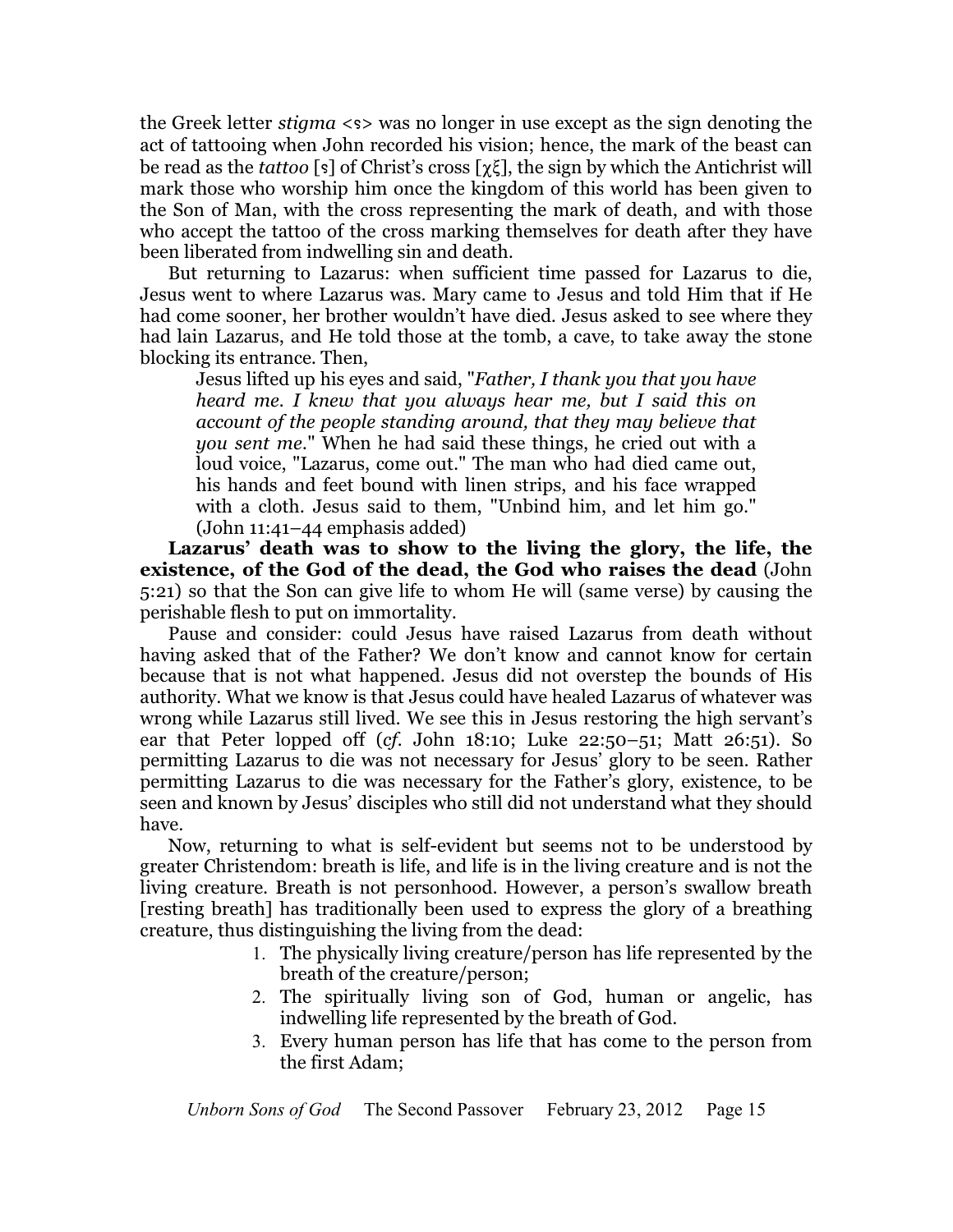the Greek letter *stigma* <ϛ> was no longer in use except as the sign denoting the act of tattooing when John recorded his vision; hence, the mark of the beast can be read as the *tattoo* [ϛ] of Christ's cross [χξ], the sign by which the Antichrist will mark those who worship him once the kingdom of this world has been given to the Son of Man, with the cross representing the mark of death, and with those who accept the tattoo of the cross marking themselves for death after they have been liberated from indwelling sin and death.

But returning to Lazarus: when sufficient time passed for Lazarus to die, Jesus went to where Lazarus was. Mary came to Jesus and told Him that if He had come sooner, her brother wouldn't have died. Jesus asked to see where they had lain Lazarus, and He told those at the tomb, a cave, to take away the stone blocking its entrance. Then,

> Jesus lifted up his eyes and said, "*Father, I thank you that you have heard me. I knew that you always hear me, but I said this on account of the people standing around, that they may believe that you sent me*." When he had said these things, he cried out with a loud voice, "Lazarus, come out." The man who had died came out, his hands and feet bound with linen strips, and his face wrapped with a cloth. Jesus said to them, "Unbind him, and let him go." (John 11:41–44 emphasis added)

**Lazarus' death was to show to the living the glory, the life, the existence, of the God of the dead, the God who raises the dead** (John 5:21) so that the Son can give life to whom He will (same verse) by causing the perishable flesh to put on immortality.

Pause and consider: could Jesus have raised Lazarus from death without having asked that of the Father? We don't know and cannot know for certain because that is not what happened. Jesus did not overstep the bounds of His authority. What we know is that Jesus could have healed Lazarus of whatever was wrong while Lazarus still lived. We see this in Jesus restoring the high servant's ear that Peter lopped off (*cf.* John 18:10; Luke 22:50–51; Matt 26:51). So permitting Lazarus to die was not necessary for Jesus' glory to be seen. Rather permitting Lazarus to die was necessary for the Father's glory, existence, to be seen and known by Jesus' disciples who still did not understand what they should have.

Now, returning to what is self-evident but seems not to be understood by greater Christendom: breath is life, and life is in the living creature and is not the living creature. Breath is not personhood. However, a person's swallow breath [resting breath] has traditionally been used to express the glory of a breathing creature, thus distinguishing the living from the dead:

1. The physically living creature/person has life represented by the breath of the creature/person;
2. The spiritually living son of God, human or angelic, has indwelling life represented by the breath of God.
3. Every human person has life that has come to the person from the first Adam;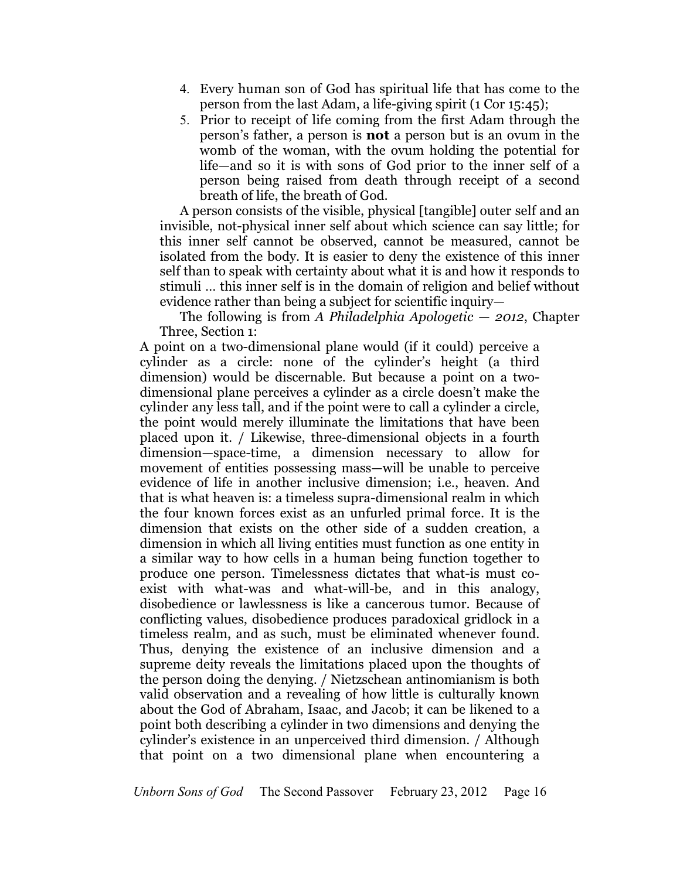4. Every human son of God has spiritual life that has come to the person from the last Adam, a life-giving spirit (1 Cor 15:45);
5. Prior to receipt of life coming from the first Adam through the person's father, a person is **not** a person but is an ovum in the womb of the woman, with the ovum holding the potential for life—and so it is with sons of God prior to the inner self of a person being raised from death through receipt of a second breath of life, the breath of God.

A person consists of the visible, physical [tangible] outer self and an invisible, not-physical inner self about which science can say little; for this inner self cannot be observed, cannot be measured, cannot be isolated from the body. It is easier to deny the existence of this inner self than to speak with certainty about what it is and how it responds to stimuli … this inner self is in the domain of religion and belief without evidence rather than being a subject for scientific inquiry—

The following is from *A Philadelphia Apologetic — 2012*, Chapter Three, Section 1:

> A point on a two-dimensional plane would (if it could) perceive a cylinder as a circle: none of the cylinder's height (a third dimension) would be discernable. But because a point on a two-dimensional plane perceives a cylinder as a circle doesn't make the cylinder any less tall, and if the point were to call a cylinder a circle, the point would merely illuminate the limitations that have been placed upon it. / Likewise, three-dimensional objects in a fourth dimension—space-time, a dimension necessary to allow for movement of entities possessing mass—will be unable to perceive evidence of life in another inclusive dimension; i.e., heaven. And that is what heaven is: a timeless supra-dimensional realm in which the four known forces exist as an unfurled primal force. It is the dimension that exists on the other side of a sudden creation, a dimension in which all living entities must function as one entity in a similar way to how cells in a human being function together to produce one person. Timelessness dictates that what-is must co-exist with what-was and what-will-be, and in this analogy, disobedience or lawlessness is like a cancerous tumor. Because of conflicting values, disobedience produces paradoxical gridlock in a timeless realm, and as such, must be eliminated whenever found. Thus, denying the existence of an inclusive dimension and a supreme deity reveals the limitations placed upon the thoughts of the person doing the denying. / Nietzschean antinomianism is both valid observation and a revealing of how little is culturally known about the God of Abraham, Isaac, and Jacob; it can be likened to a point both describing a cylinder in two dimensions and denying the cylinder's existence in an unperceived third dimension. / Although that point on a two dimensional plane when encountering a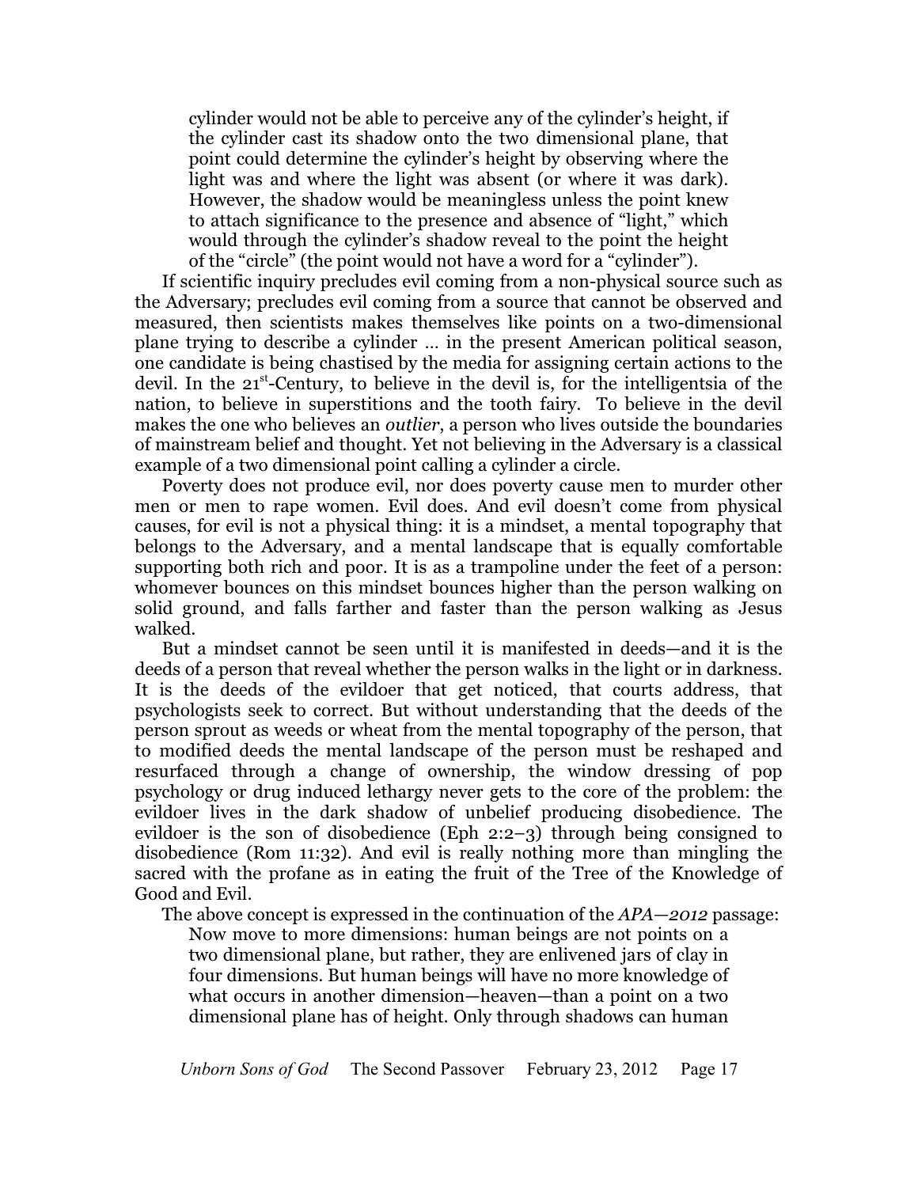> cylinder would not be able to perceive any of the cylinder's height, if the cylinder cast its shadow onto the two dimensional plane, that point could determine the cylinder's height by observing where the light was and where the light was absent (or where it was dark). However, the shadow would be meaningless unless the point knew to attach significance to the presence and absence of "light," which would through the cylinder's shadow reveal to the point the height of the "circle" (the point would not have a word for a "cylinder").

If scientific inquiry precludes evil coming from a non-physical source such as the Adversary; precludes evil coming from a source that cannot be observed and measured, then scientists makes themselves like points on a two-dimensional plane trying to describe a cylinder … in the present American political season, one candidate is being chastised by the media for assigning certain actions to the devil. In the 21st-Century, to believe in the devil is, for the intelligentsia of the nation, to believe in superstitions and the tooth fairy. To believe in the devil makes the one who believes an *outlier*, a person who lives outside the boundaries of mainstream belief and thought. Yet not believing in the Adversary is a classical example of a two dimensional point calling a cylinder a circle.

Poverty does not produce evil, nor does poverty cause men to murder other men or men to rape women. Evil does. And evil doesn't come from physical causes, for evil is not a physical thing: it is a mindset, a mental topography that belongs to the Adversary, and a mental landscape that is equally comfortable supporting both rich and poor. It is as a trampoline under the feet of a person: whomever bounces on this mindset bounces higher than the person walking on solid ground, and falls farther and faster than the person walking as Jesus walked.

But a mindset cannot be seen until it is manifested in deeds—and it is the deeds of a person that reveal whether the person walks in the light or in darkness. It is the deeds of the evildoer that get noticed, that courts address, that psychologists seek to correct. But without understanding that the deeds of the person sprout as weeds or wheat from the mental topography of the person, that to modified deeds the mental landscape of the person must be reshaped and resurfaced through a change of ownership, the window dressing of pop psychology or drug induced lethargy never gets to the core of the problem: the evildoer lives in the dark shadow of unbelief producing disobedience. The evildoer is the son of disobedience (Eph 2:2–3) through being consigned to disobedience (Rom 11:32). And evil is really nothing more than mingling the sacred with the profane as in eating the fruit of the Tree of the Knowledge of Good and Evil.

The above concept is expressed in the continuation of the *APA—2012* passage:

> Now move to more dimensions: human beings are not points on a two dimensional plane, but rather, they are enlivened jars of clay in four dimensions. But human beings will have no more knowledge of what occurs in another dimension—heaven—than a point on a two dimensional plane has of height. Only through shadows can human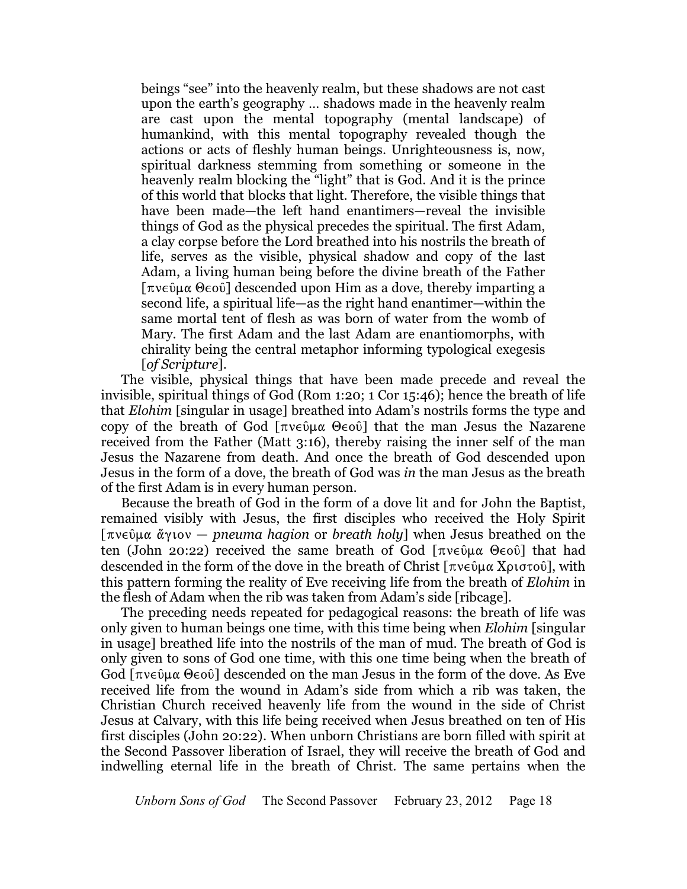> beings "see" into the heavenly realm, but these shadows are not cast upon the earth's geography … shadows made in the heavenly realm are cast upon the mental topography (mental landscape) of humankind, with this mental topography revealed though the actions or acts of fleshly human beings. Unrighteousness is, now, spiritual darkness stemming from something or someone in the heavenly realm blocking the "light" that is God. And it is the prince of this world that blocks that light. Therefore, the visible things that have been made—the left hand enantimers—reveal the invisible things of God as the physical precedes the spiritual. The first Adam, a clay corpse before the Lord breathed into his nostrils the breath of life, serves as the visible, physical shadow and copy of the last Adam, a living human being before the divine breath of the Father [πνεῦμα Θεοῦ] descended upon Him as a dove, thereby imparting a second life, a spiritual life—as the right hand enantimer—within the same mortal tent of flesh as was born of water from the womb of Mary. The first Adam and the last Adam are enantiomorphs, with chirality being the central metaphor informing typological exegesis [*of Scripture*].

The visible, physical things that have been made precede and reveal the invisible, spiritual things of God (Rom 1:20; 1 Cor 15:46); hence the breath of life that *Elohim* [singular in usage] breathed into Adam's nostrils forms the type and copy of the breath of God [πνεῦμα Θεοῦ] that the man Jesus the Nazarene received from the Father (Matt 3:16), thereby raising the inner self of the man Jesus the Nazarene from death. And once the breath of God descended upon Jesus in the form of a dove, the breath of God was *in* the man Jesus as the breath of the first Adam is in every human person.

Because the breath of God in the form of a dove lit and for John the Baptist, remained visibly with Jesus, the first disciples who received the Holy Spirit [πνεῦμα ἅγιον — *pneuma hagion* or *breath holy*] when Jesus breathed on the ten (John 20:22) received the same breath of God [πνεῦμα Θεοῦ] that had descended in the form of the dove in the breath of Christ [πνεῦμα Χριστοῦ], with this pattern forming the reality of Eve receiving life from the breath of *Elohim* in the flesh of Adam when the rib was taken from Adam's side [ribcage].

The preceding needs repeated for pedagogical reasons: the breath of life was only given to human beings one time, with this time being when *Elohim* [singular in usage] breathed life into the nostrils of the man of mud. The breath of God is only given to sons of God one time, with this one time being when the breath of God [πνεῦμα Θεοῦ] descended on the man Jesus in the form of the dove. As Eve received life from the wound in Adam's side from which a rib was taken, the Christian Church received heavenly life from the wound in the side of Christ Jesus at Calvary, with this life being received when Jesus breathed on ten of His first disciples (John 20:22). When unborn Christians are born filled with spirit at the Second Passover liberation of Israel, they will receive the breath of God and indwelling eternal life in the breath of Christ. The same pertains when the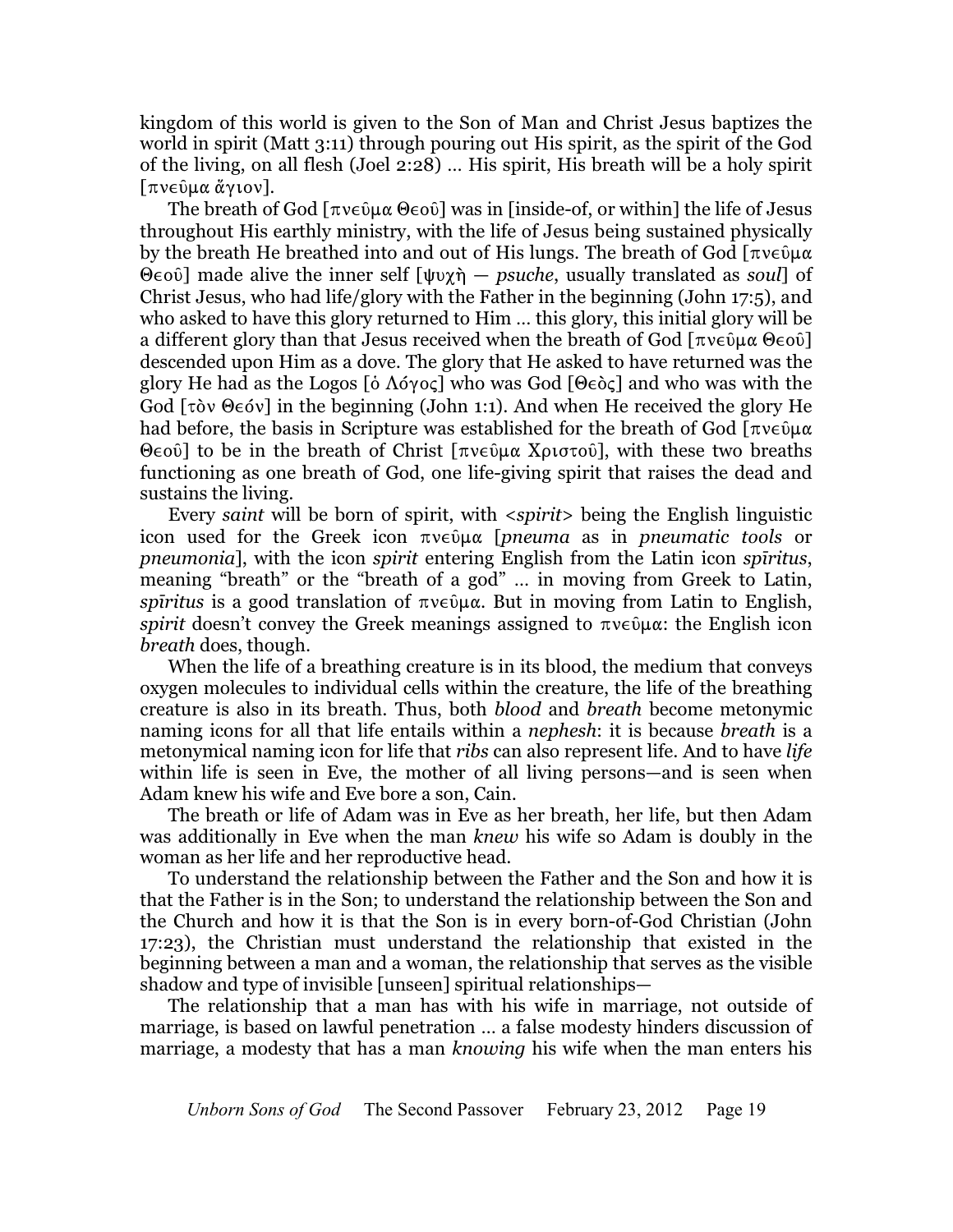kingdom of this world is given to the Son of Man and Christ Jesus baptizes the world in spirit (Matt 3:11) through pouring out His spirit, as the spirit of the God of the living, on all flesh (Joel 2:28) … His spirit, His breath will be a holy spirit [πνεῦμα ἅγιον].

The breath of God [πνεῦμα Θεοῦ] was in [inside-of, or within] the life of Jesus throughout His earthly ministry, with the life of Jesus being sustained physically by the breath He breathed into and out of His lungs. The breath of God [πνεῦμα Θεοῦ] made alive the inner self [ψυχὴ — *psuche*, usually translated as *soul*] of Christ Jesus, who had life/glory with the Father in the beginning (John 17:5), and who asked to have this glory returned to Him … this glory, this initial glory will be a different glory than that Jesus received when the breath of God [πνεῦμα Θεοῦ] descended upon Him as a dove. The glory that He asked to have returned was the glory He had as the Logos [ὁ Λόγος] who was God [Θεὸς] and who was with the God [τὸν Θεόν] in the beginning (John 1:1). And when He received the glory He had before, the basis in Scripture was established for the breath of God [πνεῦμα Θεοῦ] to be in the breath of Christ [πνεῦμα Χριστοῦ], with these two breaths functioning as one breath of God, one life-giving spirit that raises the dead and sustains the living.

Every *saint* will be born of spirit, with <*spirit*> being the English linguistic icon used for the Greek icon πνεῦμα [*pneuma* as in *pneumatic tools* or *pneumonia*], with the icon *spirit* entering English from the Latin icon *spīritus*, meaning "breath" or the "breath of a god" … in moving from Greek to Latin, *spīritus* is a good translation of πνεῦμα. But in moving from Latin to English, *spirit* doesn't convey the Greek meanings assigned to πνεῦμα: the English icon *breath* does, though.

When the life of a breathing creature is in its blood, the medium that conveys oxygen molecules to individual cells within the creature, the life of the breathing creature is also in its breath. Thus, both *blood* and *breath* become metonymic naming icons for all that life entails within a *nephesh*: it is because *breath* is a metonymical naming icon for life that *ribs* can also represent life. And to have *life* within life is seen in Eve, the mother of all living persons—and is seen when Adam knew his wife and Eve bore a son, Cain.

The breath or life of Adam was in Eve as her breath, her life, but then Adam was additionally in Eve when the man *knew* his wife so Adam is doubly in the woman as her life and her reproductive head.

To understand the relationship between the Father and the Son and how it is that the Father is in the Son; to understand the relationship between the Son and the Church and how it is that the Son is in every born-of-God Christian (John 17:23), the Christian must understand the relationship that existed in the beginning between a man and a woman, the relationship that serves as the visible shadow and type of invisible [unseen] spiritual relationships—

The relationship that a man has with his wife in marriage, not outside of marriage, is based on lawful penetration … a false modesty hinders discussion of marriage, a modesty that has a man *knowing* his wife when the man enters his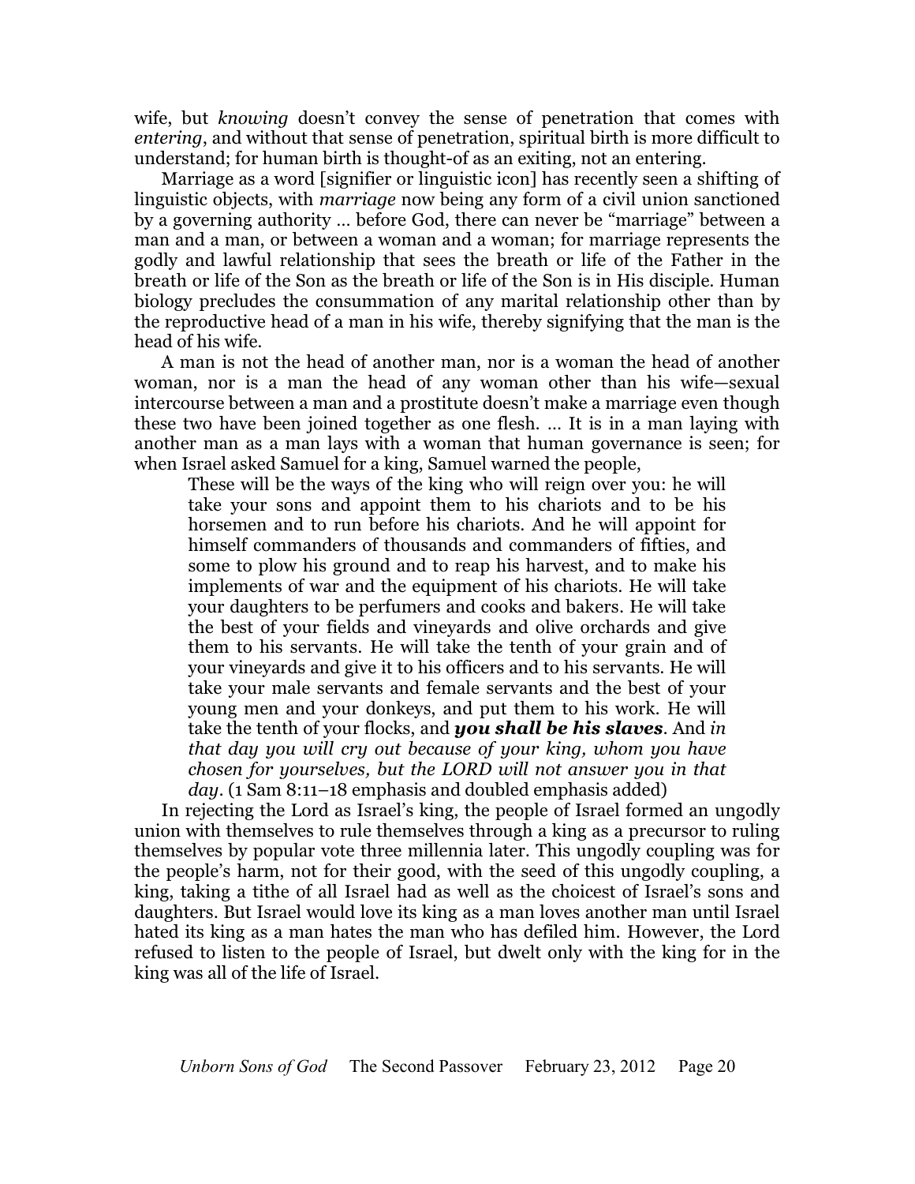wife, but *knowing* doesn't convey the sense of penetration that comes with *entering*, and without that sense of penetration, spiritual birth is more difficult to understand; for human birth is thought-of as an exiting, not an entering.

Marriage as a word [signifier or linguistic icon] has recently seen a shifting of linguistic objects, with *marriage* now being any form of a civil union sanctioned by a governing authority … before God, there can never be "marriage" between a man and a man, or between a woman and a woman; for marriage represents the godly and lawful relationship that sees the breath or life of the Father in the breath or life of the Son as the breath or life of the Son is in His disciple. Human biology precludes the consummation of any marital relationship other than by the reproductive head of a man in his wife, thereby signifying that the man is the head of his wife.

A man is not the head of another man, nor is a woman the head of another woman, nor is a man the head of any woman other than his wife—sexual intercourse between a man and a prostitute doesn't make a marriage even though these two have been joined together as one flesh. … It is in a man laying with another man as a man lays with a woman that human governance is seen; for when Israel asked Samuel for a king, Samuel warned the people,

> These will be the ways of the king who will reign over you: he will take your sons and appoint them to his chariots and to be his horsemen and to run before his chariots. And he will appoint for himself commanders of thousands and commanders of fifties, and some to plow his ground and to reap his harvest, and to make his implements of war and the equipment of his chariots. He will take your daughters to be perfumers and cooks and bakers. He will take the best of your fields and vineyards and olive orchards and give them to his servants. He will take the tenth of your grain and of your vineyards and give it to his officers and to his servants. He will take your male servants and female servants and the best of your young men and your donkeys, and put them to his work. He will take the tenth of your flocks, and ***you shall be his slaves***. And *in that day you will cry out because of your king, whom you have chosen for yourselves, but the LORD will not answer you in that day*. (1 Sam 8:11–18 emphasis and doubled emphasis added)

In rejecting the Lord as Israel's king, the people of Israel formed an ungodly union with themselves to rule themselves through a king as a precursor to ruling themselves by popular vote three millennia later. This ungodly coupling was for the people's harm, not for their good, with the seed of this ungodly coupling, a king, taking a tithe of all Israel had as well as the choicest of Israel's sons and daughters. But Israel would love its king as a man loves another man until Israel hated its king as a man hates the man who has defiled him. However, the Lord refused to listen to the people of Israel, but dwelt only with the king for in the king was all of the life of Israel.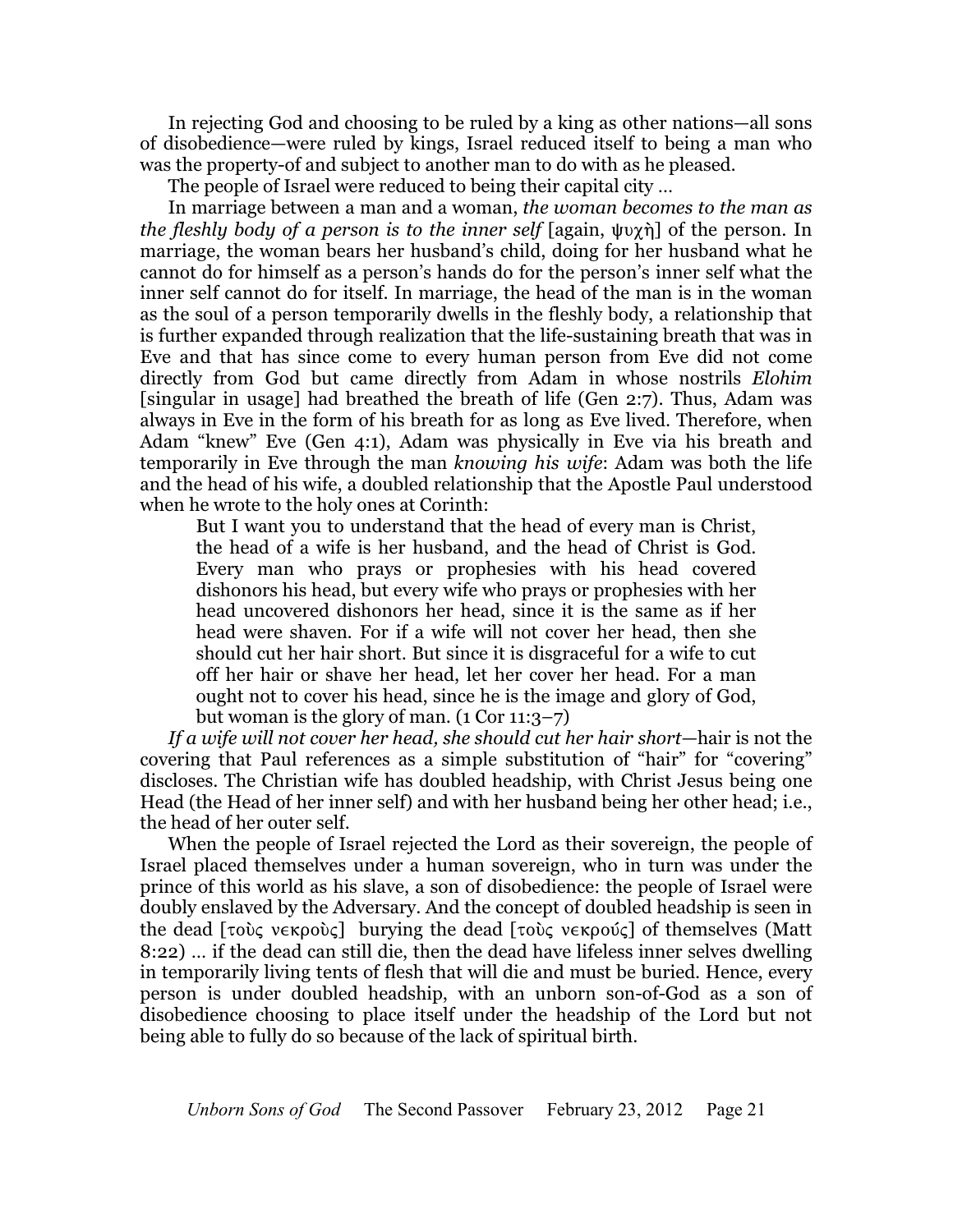In rejecting God and choosing to be ruled by a king as other nations—all sons of disobedience—were ruled by kings, Israel reduced itself to being a man who was the property-of and subject to another man to do with as he pleased.

The people of Israel were reduced to being their capital city …

In marriage between a man and a woman, *the woman becomes to the man as the fleshly body of a person is to the inner self* [again, ψυχὴ] of the person. In marriage, the woman bears her husband's child, doing for her husband what he cannot do for himself as a person's hands do for the person's inner self what the inner self cannot do for itself. In marriage, the head of the man is in the woman as the soul of a person temporarily dwells in the fleshly body, a relationship that is further expanded through realization that the life-sustaining breath that was in Eve and that has since come to every human person from Eve did not come directly from God but came directly from Adam in whose nostrils *Elohim* [singular in usage] had breathed the breath of life (Gen 2:7). Thus, Adam was always in Eve in the form of his breath for as long as Eve lived. Therefore, when Adam "knew" Eve (Gen 4:1), Adam was physically in Eve via his breath and temporarily in Eve through the man *knowing his wife*: Adam was both the life and the head of his wife, a doubled relationship that the Apostle Paul understood when he wrote to the holy ones at Corinth:

> But I want you to understand that the head of every man is Christ, the head of a wife is her husband, and the head of Christ is God. Every man who prays or prophesies with his head covered dishonors his head, but every wife who prays or prophesies with her head uncovered dishonors her head, since it is the same as if her head were shaven. For if a wife will not cover her head, then she should cut her hair short. But since it is disgraceful for a wife to cut off her hair or shave her head, let her cover her head. For a man ought not to cover his head, since he is the image and glory of God, but woman is the glory of man. (1 Cor 11:3–7)

*If a wife will not cover her head, she should cut her hair short*—hair is not the covering that Paul references as a simple substitution of "hair" for "covering" discloses. The Christian wife has doubled headship, with Christ Jesus being one Head (the Head of her inner self) and with her husband being her other head; i.e., the head of her outer self.

When the people of Israel rejected the Lord as their sovereign, the people of Israel placed themselves under a human sovereign, who in turn was under the prince of this world as his slave, a son of disobedience: the people of Israel were doubly enslaved by the Adversary. And the concept of doubled headship is seen in the dead [τοὺς νεκροὺς] burying the dead [τοὺς νεκρούς] of themselves (Matt 8:22) … if the dead can still die, then the dead have lifeless inner selves dwelling in temporarily living tents of flesh that will die and must be buried. Hence, every person is under doubled headship, with an unborn son-of-God as a son of disobedience choosing to place itself under the headship of the Lord but not being able to fully do so because of the lack of spiritual birth.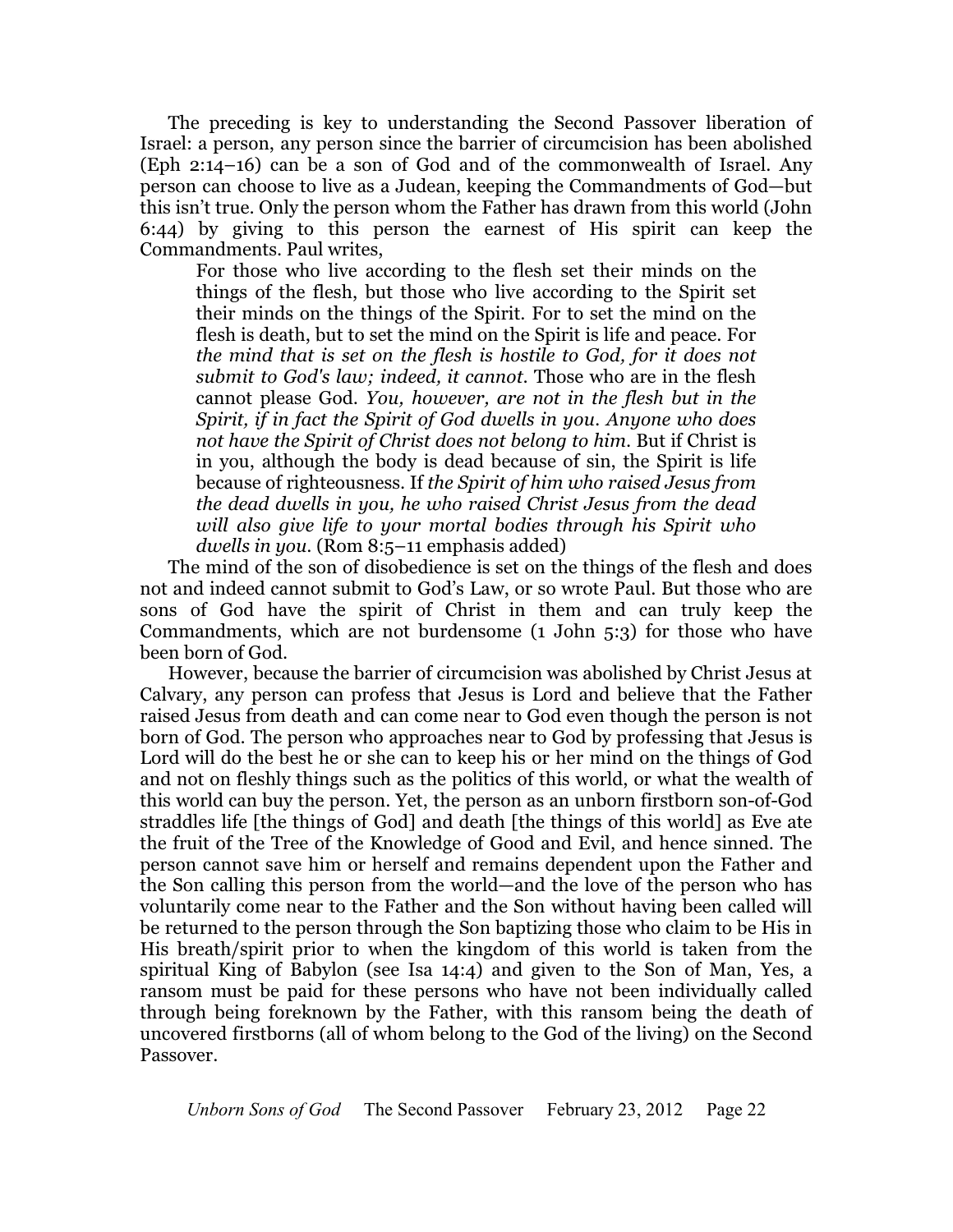The preceding is key to understanding the Second Passover liberation of Israel: a person, any person since the barrier of circumcision has been abolished (Eph 2:14–16) can be a son of God and of the commonwealth of Israel. Any person can choose to live as a Judean, keeping the Commandments of God—but this isn't true. Only the person whom the Father has drawn from this world (John 6:44) by giving to this person the earnest of His spirit can keep the Commandments. Paul writes,

> For those who live according to the flesh set their minds on the things of the flesh, but those who live according to the Spirit set their minds on the things of the Spirit. For to set the mind on the flesh is death, but to set the mind on the Spirit is life and peace. For *the mind that is set on the flesh is hostile to God, for it does not submit to God's law; indeed, it cannot*. Those who are in the flesh cannot please God. *You, however, are not in the flesh but in the Spirit, if in fact the Spirit of God dwells in you. Anyone who does not have the Spirit of Christ does not belong to him*. But if Christ is in you, although the body is dead because of sin, the Spirit is life because of righteousness. If *the Spirit of him who raised Jesus from the dead dwells in you, he who raised Christ Jesus from the dead will also give life to your mortal bodies through his Spirit who dwells in you*. (Rom 8:5–11 emphasis added)

The mind of the son of disobedience is set on the things of the flesh and does not and indeed cannot submit to God's Law, or so wrote Paul. But those who are sons of God have the spirit of Christ in them and can truly keep the Commandments, which are not burdensome (1 John 5:3) for those who have been born of God.

However, because the barrier of circumcision was abolished by Christ Jesus at Calvary, any person can profess that Jesus is Lord and believe that the Father raised Jesus from death and can come near to God even though the person is not born of God. The person who approaches near to God by professing that Jesus is Lord will do the best he or she can to keep his or her mind on the things of God and not on fleshly things such as the politics of this world, or what the wealth of this world can buy the person. Yet, the person as an unborn firstborn son-of-God straddles life [the things of God] and death [the things of this world] as Eve ate the fruit of the Tree of the Knowledge of Good and Evil, and hence sinned. The person cannot save him or herself and remains dependent upon the Father and the Son calling this person from the world—and the love of the person who has voluntarily come near to the Father and the Son without having been called will be returned to the person through the Son baptizing those who claim to be His in His breath/spirit prior to when the kingdom of this world is taken from the spiritual King of Babylon (see Isa 14:4) and given to the Son of Man, Yes, a ransom must be paid for these persons who have not been individually called through being foreknown by the Father, with this ransom being the death of uncovered firstborns (all of whom belong to the God of the living) on the Second Passover.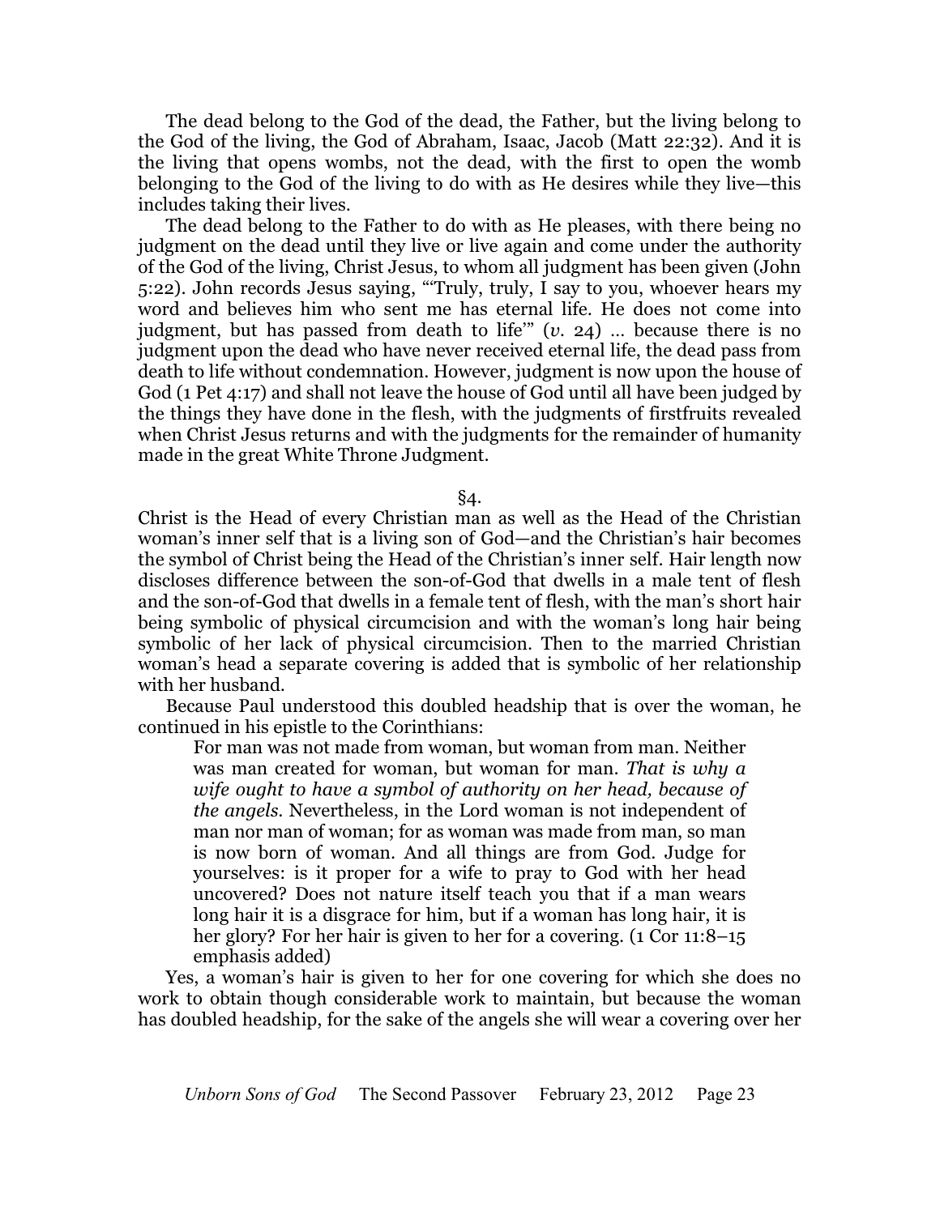The dead belong to the God of the dead, the Father, but the living belong to the God of the living, the God of Abraham, Isaac, Jacob (Matt 22:32). And it is the living that opens wombs, not the dead, with the first to open the womb belonging to the God of the living to do with as He desires while they live—this includes taking their lives.

The dead belong to the Father to do with as He pleases, with there being no judgment on the dead until they live or live again and come under the authority of the God of the living, Christ Jesus, to whom all judgment has been given (John 5:22). John records Jesus saying, "'Truly, truly, I say to you, whoever hears my word and believes him who sent me has eternal life. He does not come into judgment, but has passed from death to life'" (*v.* 24) … because there is no judgment upon the dead who have never received eternal life, the dead pass from death to life without condemnation. However, judgment is now upon the house of God (1 Pet 4:17) and shall not leave the house of God until all have been judged by the things they have done in the flesh, with the judgments of firstfruits revealed when Christ Jesus returns and with the judgments for the remainder of humanity made in the great White Throne Judgment.

§4.

Christ is the Head of every Christian man as well as the Head of the Christian woman's inner self that is a living son of God—and the Christian's hair becomes the symbol of Christ being the Head of the Christian's inner self. Hair length now discloses difference between the son-of-God that dwells in a male tent of flesh and the son-of-God that dwells in a female tent of flesh, with the man's short hair being symbolic of physical circumcision and with the woman's long hair being symbolic of her lack of physical circumcision. Then to the married Christian woman's head a separate covering is added that is symbolic of her relationship with her husband.

Because Paul understood this doubled headship that is over the woman, he continued in his epistle to the Corinthians:

> For man was not made from woman, but woman from man. Neither was man created for woman, but woman for man. *That is why a wife ought to have a symbol of authority on her head, because of the angels.* Nevertheless, in the Lord woman is not independent of man nor man of woman; for as woman was made from man, so man is now born of woman. And all things are from God. Judge for yourselves: is it proper for a wife to pray to God with her head uncovered? Does not nature itself teach you that if a man wears long hair it is a disgrace for him, but if a woman has long hair, it is her glory? For her hair is given to her for a covering. (1 Cor 11:8–15 emphasis added)

Yes, a woman's hair is given to her for one covering for which she does no work to obtain though considerable work to maintain, but because the woman has doubled headship, for the sake of the angels she will wear a covering over her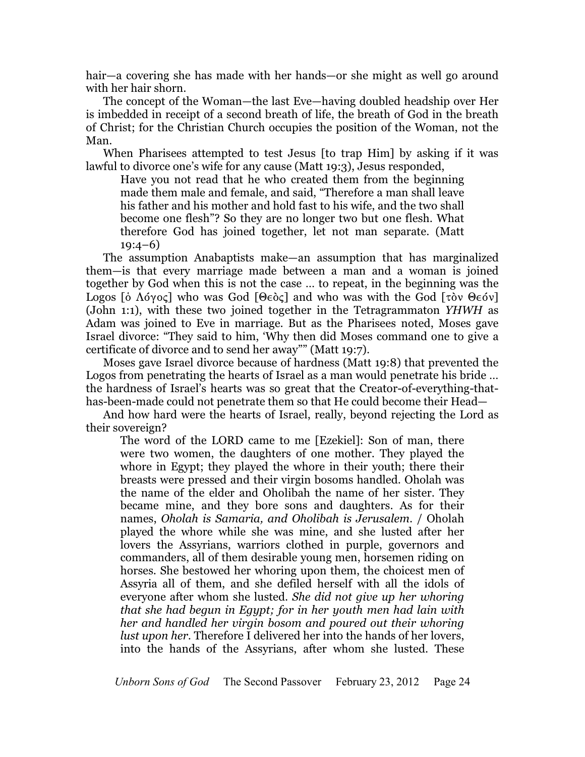hair—a covering she has made with her hands—or she might as well go around with her hair shorn.

The concept of the Woman—the last Eve—having doubled headship over Her is imbedded in receipt of a second breath of life, the breath of God in the breath of Christ; for the Christian Church occupies the position of the Woman, not the Man.

When Pharisees attempted to test Jesus [to trap Him] by asking if it was lawful to divorce one's wife for any cause (Matt 19:3), Jesus responded,

> Have you not read that he who created them from the beginning made them male and female, and said, "Therefore a man shall leave his father and his mother and hold fast to his wife, and the two shall become one flesh"? So they are no longer two but one flesh. What therefore God has joined together, let not man separate. (Matt 19:4–6)

The assumption Anabaptists make—an assumption that has marginalized them—is that every marriage made between a man and a woman is joined together by God when this is not the case … to repeat, in the beginning was the Logos [ὁ Λόγος] who was God [Θεὸς] and who was with the God [τὸν Θεόν] (John 1:1), with these two joined together in the Tetragrammaton *YHWH* as Adam was joined to Eve in marriage. But as the Pharisees noted, Moses gave Israel divorce: "They said to him, 'Why then did Moses command one to give a certificate of divorce and to send her away'" (Matt 19:7).

Moses gave Israel divorce because of hardness (Matt 19:8) that prevented the Logos from penetrating the hearts of Israel as a man would penetrate his bride … the hardness of Israel's hearts was so great that the Creator-of-everything-that-has-been-made could not penetrate them so that He could become their Head—

And how hard were the hearts of Israel, really, beyond rejecting the Lord as their sovereign?

> The word of the LORD came to me [Ezekiel]: Son of man, there were two women, the daughters of one mother. They played the whore in Egypt; they played the whore in their youth; there their breasts were pressed and their virgin bosoms handled. Oholah was the name of the elder and Oholibah the name of her sister. They became mine, and they bore sons and daughters. As for their names, *Oholah is Samaria, and Oholibah is Jerusalem*. / Oholah played the whore while she was mine, and she lusted after her lovers the Assyrians, warriors clothed in purple, governors and commanders, all of them desirable young men, horsemen riding on horses. She bestowed her whoring upon them, the choicest men of Assyria all of them, and she defiled herself with all the idols of everyone after whom she lusted. *She did not give up her whoring that she had begun in Egypt; for in her youth men had lain with her and handled her virgin bosom and poured out their whoring lust upon her*. Therefore I delivered her into the hands of her lovers, into the hands of the Assyrians, after whom she lusted. These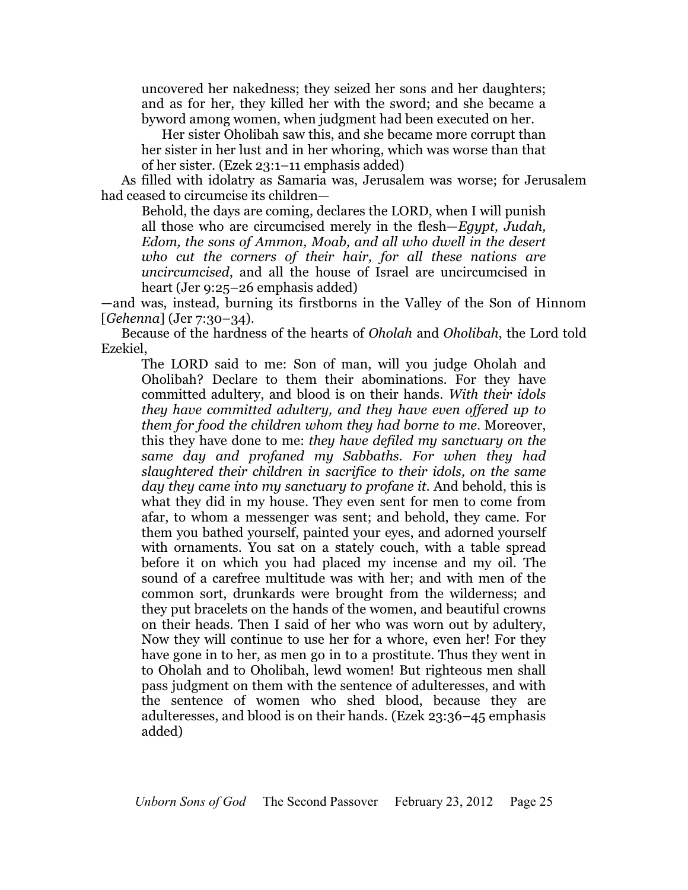> uncovered her nakedness; they seized her sons and her daughters; and as for her, they killed her with the sword; and she became a byword among women, when judgment had been executed on her.
>
> Her sister Oholibah saw this, and she became more corrupt than her sister in her lust and in her whoring, which was worse than that of her sister. (Ezek 23:1–11 emphasis added)

As filled with idolatry as Samaria was, Jerusalem was worse; for Jerusalem had ceased to circumcise its children—

> Behold, the days are coming, declares the LORD, when I will punish all those who are circumcised merely in the flesh—*Egypt, Judah, Edom, the sons of Ammon, Moab, and all who dwell in the desert who cut the corners of their hair, for all these nations are uncircumcised*, and all the house of Israel are uncircumcised in heart (Jer 9:25–26 emphasis added)

—and was, instead, burning its firstborns in the Valley of the Son of Hinnom [*Gehenna*] (Jer 7:30–34).

Because of the hardness of the hearts of *Oholah* and *Oholibah*, the Lord told Ezekiel,

> The LORD said to me: Son of man, will you judge Oholah and Oholibah? Declare to them their abominations. For they have committed adultery, and blood is on their hands. *With their idols they have committed adultery, and they have even offered up to them for food the children whom they had borne to me*. Moreover, this they have done to me: *they have defiled my sanctuary on the same day and profaned my Sabbaths. For when they had slaughtered their children in sacrifice to their idols, on the same day they came into my sanctuary to profane it*. And behold, this is what they did in my house. They even sent for men to come from afar, to whom a messenger was sent; and behold, they came. For them you bathed yourself, painted your eyes, and adorned yourself with ornaments. You sat on a stately couch, with a table spread before it on which you had placed my incense and my oil. The sound of a carefree multitude was with her; and with men of the common sort, drunkards were brought from the wilderness; and they put bracelets on the hands of the women, and beautiful crowns on their heads. Then I said of her who was worn out by adultery, Now they will continue to use her for a whore, even her! For they have gone in to her, as men go in to a prostitute. Thus they went in to Oholah and to Oholibah, lewd women! But righteous men shall pass judgment on them with the sentence of adulteresses, and with the sentence of women who shed blood, because they are adulteresses, and blood is on their hands. (Ezek 23:36–45 emphasis added)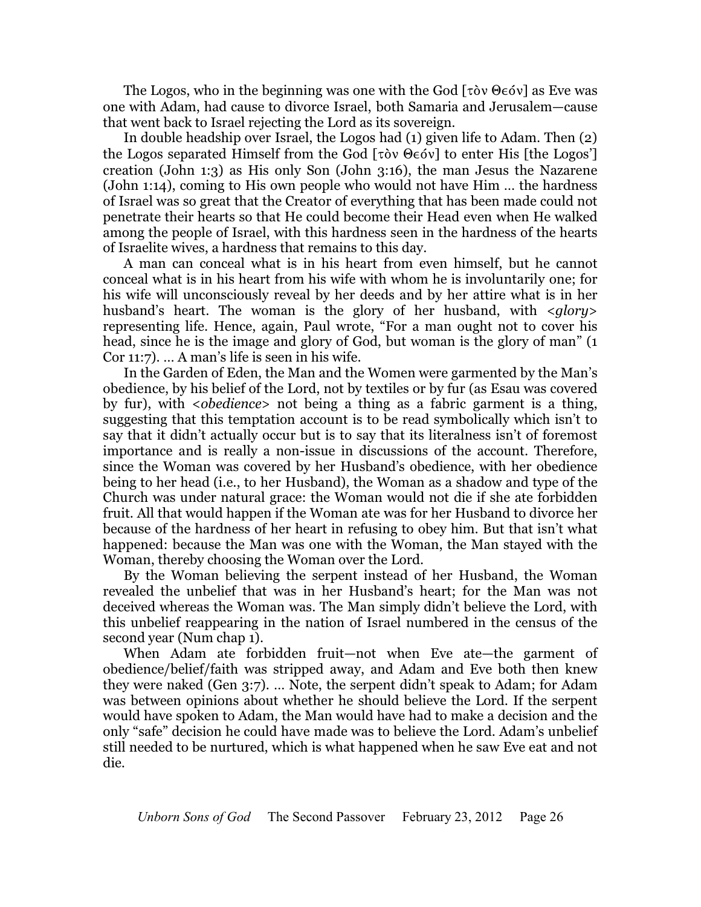The Logos, who in the beginning was one with the God [τὸν Θεόν] as Eve was one with Adam, had cause to divorce Israel, both Samaria and Jerusalem—cause that went back to Israel rejecting the Lord as its sovereign.

In double headship over Israel, the Logos had (1) given life to Adam. Then (2) the Logos separated Himself from the God [τὸν Θεόν] to enter His [the Logos'] creation (John 1:3) as His only Son (John 3:16), the man Jesus the Nazarene (John 1:14), coming to His own people who would not have Him … the hardness of Israel was so great that the Creator of everything that has been made could not penetrate their hearts so that He could become their Head even when He walked among the people of Israel, with this hardness seen in the hardness of the hearts of Israelite wives, a hardness that remains to this day.

A man can conceal what is in his heart from even himself, but he cannot conceal what is in his heart from his wife with whom he is involuntarily one; for his wife will unconsciously reveal by her deeds and by her attire what is in her husband's heart. The woman is the glory of her husband, with <*glory*> representing life. Hence, again, Paul wrote, "For a man ought not to cover his head, since he is the image and glory of God, but woman is the glory of man" (1 Cor 11:7). … A man's life is seen in his wife.

In the Garden of Eden, the Man and the Women were garmented by the Man's obedience, by his belief of the Lord, not by textiles or by fur (as Esau was covered by fur), with <*obedience*> not being a thing as a fabric garment is a thing, suggesting that this temptation account is to be read symbolically which isn't to say that it didn't actually occur but is to say that its literalness isn't of foremost importance and is really a non-issue in discussions of the account. Therefore, since the Woman was covered by her Husband's obedience, with her obedience being to her head (i.e., to her Husband), the Woman as a shadow and type of the Church was under natural grace: the Woman would not die if she ate forbidden fruit. All that would happen if the Woman ate was for her Husband to divorce her because of the hardness of her heart in refusing to obey him. But that isn't what happened: because the Man was one with the Woman, the Man stayed with the Woman, thereby choosing the Woman over the Lord.

By the Woman believing the serpent instead of her Husband, the Woman revealed the unbelief that was in her Husband's heart; for the Man was not deceived whereas the Woman was. The Man simply didn't believe the Lord, with this unbelief reappearing in the nation of Israel numbered in the census of the second year (Num chap 1).

When Adam ate forbidden fruit—not when Eve ate—the garment of obedience/belief/faith was stripped away, and Adam and Eve both then knew they were naked (Gen 3:7). … Note, the serpent didn't speak to Adam; for Adam was between opinions about whether he should believe the Lord. If the serpent would have spoken to Adam, the Man would have had to make a decision and the only "safe" decision he could have made was to believe the Lord. Adam's unbelief still needed to be nurtured, which is what happened when he saw Eve eat and not die.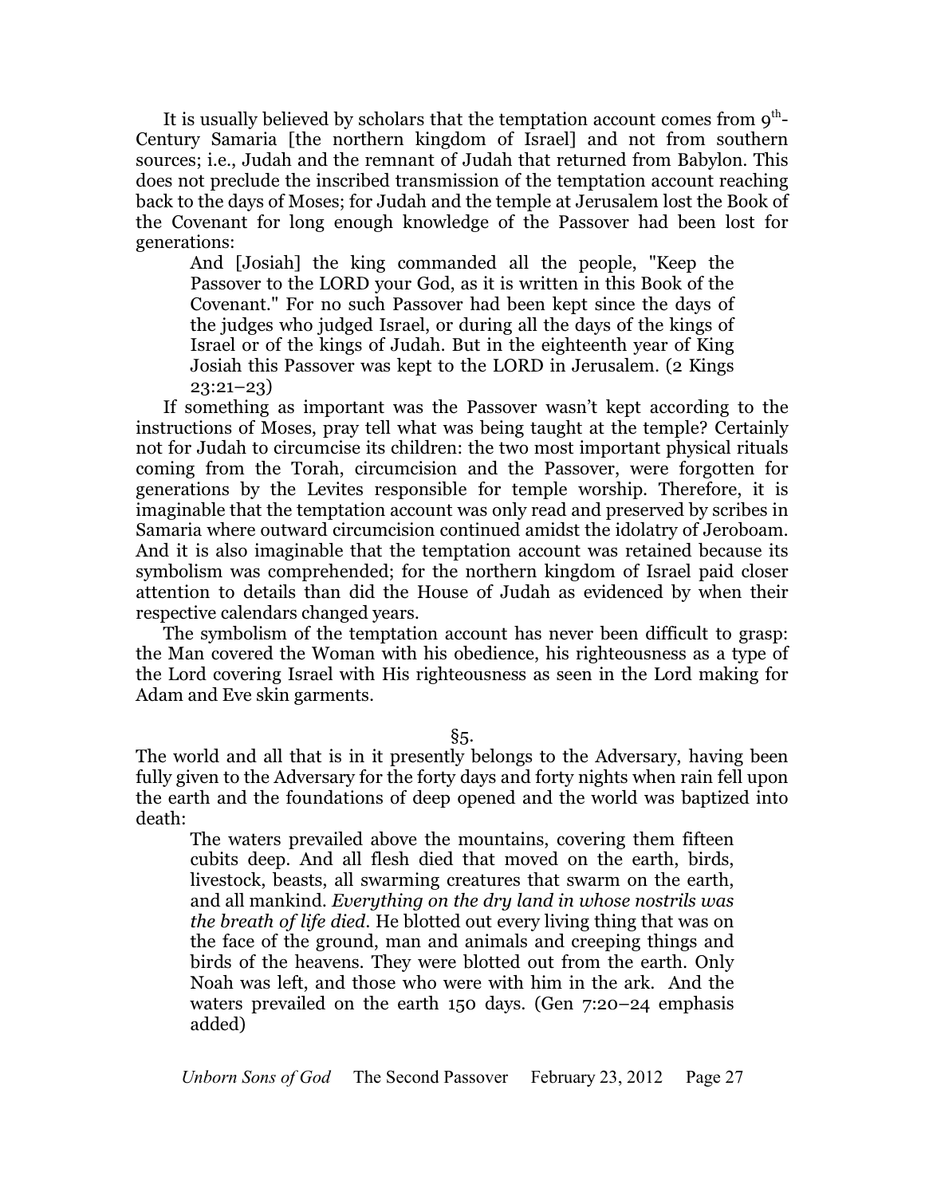It is usually believed by scholars that the temptation account comes from 9th-Century Samaria [the northern kingdom of Israel] and not from southern sources; i.e., Judah and the remnant of Judah that returned from Babylon. This does not preclude the inscribed transmission of the temptation account reaching back to the days of Moses; for Judah and the temple at Jerusalem lost the Book of the Covenant for long enough knowledge of the Passover had been lost for generations:

> And [Josiah] the king commanded all the people, "Keep the Passover to the LORD your God, as it is written in this Book of the Covenant." For no such Passover had been kept since the days of the judges who judged Israel, or during all the days of the kings of Israel or of the kings of Judah. But in the eighteenth year of King Josiah this Passover was kept to the LORD in Jerusalem. (2 Kings 23:21–23)

If something as important was the Passover wasn't kept according to the instructions of Moses, pray tell what was being taught at the temple? Certainly not for Judah to circumcise its children: the two most important physical rituals coming from the Torah, circumcision and the Passover, were forgotten for generations by the Levites responsible for temple worship. Therefore, it is imaginable that the temptation account was only read and preserved by scribes in Samaria where outward circumcision continued amidst the idolatry of Jeroboam. And it is also imaginable that the temptation account was retained because its symbolism was comprehended; for the northern kingdom of Israel paid closer attention to details than did the House of Judah as evidenced by when their respective calendars changed years.

The symbolism of the temptation account has never been difficult to grasp: the Man covered the Woman with his obedience, his righteousness as a type of the Lord covering Israel with His righteousness as seen in the Lord making for Adam and Eve skin garments.

§5.

The world and all that is in it presently belongs to the Adversary, having been fully given to the Adversary for the forty days and forty nights when rain fell upon the earth and the foundations of deep opened and the world was baptized into death:

> The waters prevailed above the mountains, covering them fifteen cubits deep. And all flesh died that moved on the earth, birds, livestock, beasts, all swarming creatures that swarm on the earth, and all mankind. *Everything on the dry land in whose nostrils was the breath of life died*. He blotted out every living thing that was on the face of the ground, man and animals and creeping things and birds of the heavens. They were blotted out from the earth. Only Noah was left, and those who were with him in the ark. And the waters prevailed on the earth 150 days. (Gen 7:20–24 emphasis added)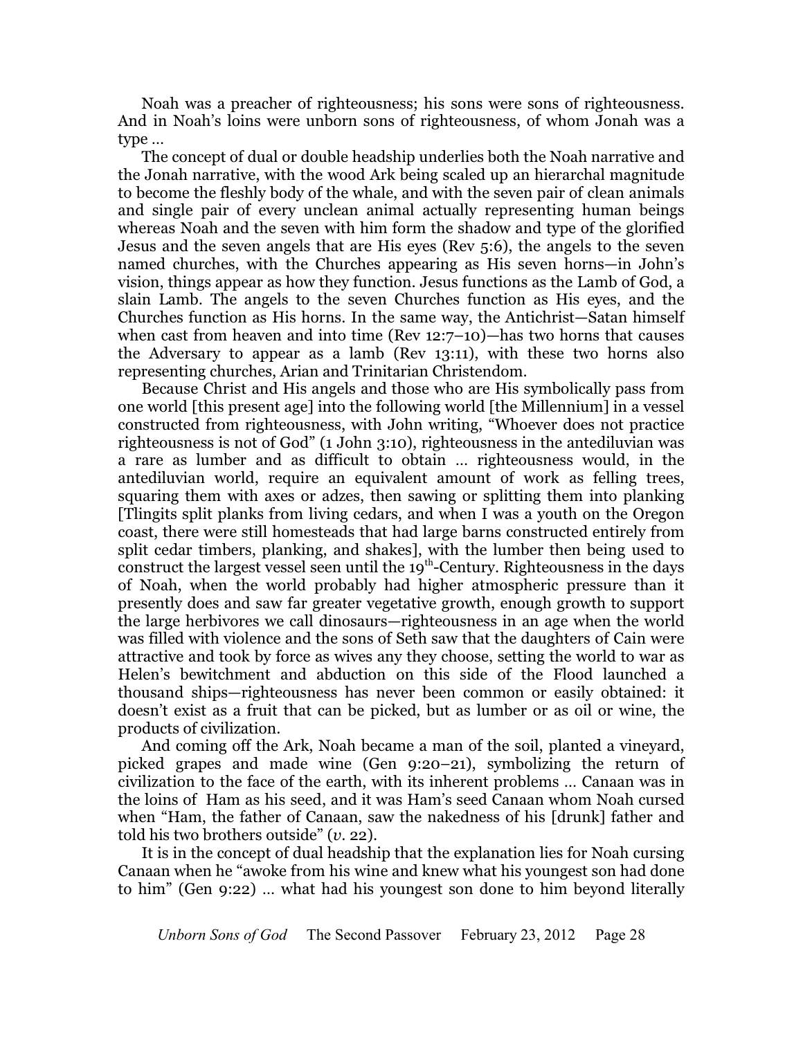Noah was a preacher of righteousness; his sons were sons of righteousness. And in Noah's loins were unborn sons of righteousness, of whom Jonah was a type …

The concept of dual or double headship underlies both the Noah narrative and the Jonah narrative, with the wood Ark being scaled up an hierarchal magnitude to become the fleshly body of the whale, and with the seven pair of clean animals and single pair of every unclean animal actually representing human beings whereas Noah and the seven with him form the shadow and type of the glorified Jesus and the seven angels that are His eyes (Rev 5:6), the angels to the seven named churches, with the Churches appearing as His seven horns—in John's vision, things appear as how they function. Jesus functions as the Lamb of God, a slain Lamb. The angels to the seven Churches function as His eyes, and the Churches function as His horns. In the same way, the Antichrist—Satan himself when cast from heaven and into time (Rev 12:7–10)—has two horns that causes the Adversary to appear as a lamb (Rev 13:11), with these two horns also representing churches, Arian and Trinitarian Christendom.

Because Christ and His angels and those who are His symbolically pass from one world [this present age] into the following world [the Millennium] in a vessel constructed from righteousness, with John writing, "Whoever does not practice righteousness is not of God" (1 John 3:10), righteousness in the antediluvian was a rare as lumber and as difficult to obtain … righteousness would, in the antediluvian world, require an equivalent amount of work as felling trees, squaring them with axes or adzes, then sawing or splitting them into planking [Tlingits split planks from living cedars, and when I was a youth on the Oregon coast, there were still homesteads that had large barns constructed entirely from split cedar timbers, planking, and shakes], with the lumber then being used to construct the largest vessel seen until the 19th-Century. Righteousness in the days of Noah, when the world probably had higher atmospheric pressure than it presently does and saw far greater vegetative growth, enough growth to support the large herbivores we call dinosaurs—righteousness in an age when the world was filled with violence and the sons of Seth saw that the daughters of Cain were attractive and took by force as wives any they choose, setting the world to war as Helen's bewitchment and abduction on this side of the Flood launched a thousand ships—righteousness has never been common or easily obtained: it doesn't exist as a fruit that can be picked, but as lumber or as oil or wine, the products of civilization.

And coming off the Ark, Noah became a man of the soil, planted a vineyard, picked grapes and made wine (Gen 9:20–21), symbolizing the return of civilization to the face of the earth, with its inherent problems … Canaan was in the loins of Ham as his seed, and it was Ham's seed Canaan whom Noah cursed when "Ham, the father of Canaan, saw the nakedness of his [drunk] father and told his two brothers outside" (*v.* 22).

It is in the concept of dual headship that the explanation lies for Noah cursing Canaan when he "awoke from his wine and knew what his youngest son had done to him" (Gen 9:22) … what had his youngest son done to him beyond literally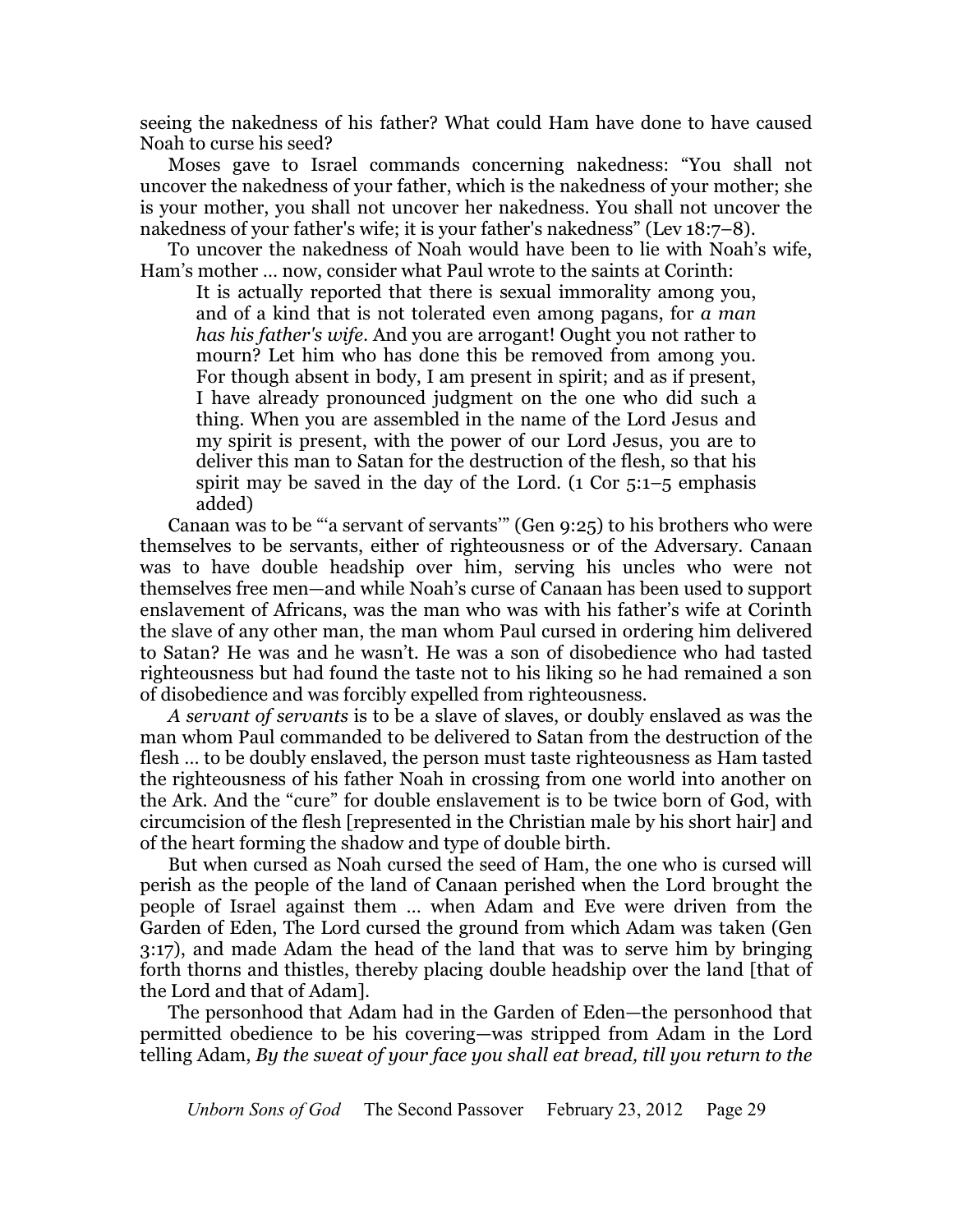seeing the nakedness of his father? What could Ham have done to have caused Noah to curse his seed?

Moses gave to Israel commands concerning nakedness: "You shall not uncover the nakedness of your father, which is the nakedness of your mother; she is your mother, you shall not uncover her nakedness. You shall not uncover the nakedness of your father's wife; it is your father's nakedness" (Lev 18:7–8).

To uncover the nakedness of Noah would have been to lie with Noah's wife, Ham's mother … now, consider what Paul wrote to the saints at Corinth:

> It is actually reported that there is sexual immorality among you, and of a kind that is not tolerated even among pagans, for *a man has his father's wife*. And you are arrogant! Ought you not rather to mourn? Let him who has done this be removed from among you. For though absent in body, I am present in spirit; and as if present, I have already pronounced judgment on the one who did such a thing. When you are assembled in the name of the Lord Jesus and my spirit is present, with the power of our Lord Jesus, you are to deliver this man to Satan for the destruction of the flesh, so that his spirit may be saved in the day of the Lord. (1 Cor 5:1–5 emphasis added)

Canaan was to be "'a servant of servants'" (Gen 9:25) to his brothers who were themselves to be servants, either of righteousness or of the Adversary. Canaan was to have double headship over him, serving his uncles who were not themselves free men—and while Noah's curse of Canaan has been used to support enslavement of Africans, was the man who was with his father's wife at Corinth the slave of any other man, the man whom Paul cursed in ordering him delivered to Satan? He was and he wasn't. He was a son of disobedience who had tasted righteousness but had found the taste not to his liking so he had remained a son of disobedience and was forcibly expelled from righteousness.

*A servant of servants* is to be a slave of slaves, or doubly enslaved as was the man whom Paul commanded to be delivered to Satan from the destruction of the flesh … to be doubly enslaved, the person must taste righteousness as Ham tasted the righteousness of his father Noah in crossing from one world into another on the Ark. And the "cure" for double enslavement is to be twice born of God, with circumcision of the flesh [represented in the Christian male by his short hair] and of the heart forming the shadow and type of double birth.

But when cursed as Noah cursed the seed of Ham, the one who is cursed will perish as the people of the land of Canaan perished when the Lord brought the people of Israel against them … when Adam and Eve were driven from the Garden of Eden, The Lord cursed the ground from which Adam was taken (Gen 3:17), and made Adam the head of the land that was to serve him by bringing forth thorns and thistles, thereby placing double headship over the land [that of the Lord and that of Adam].

The personhood that Adam had in the Garden of Eden—the personhood that permitted obedience to be his covering—was stripped from Adam in the Lord telling Adam, *By the sweat of your face you shall eat bread, till you return to the*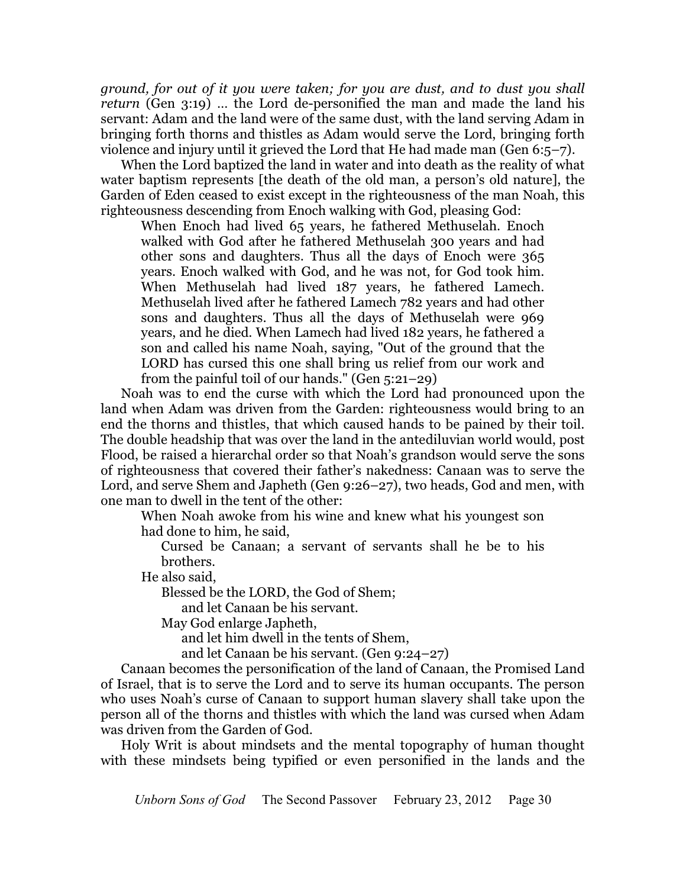*ground, for out of it you were taken; for you are dust, and to dust you shall return* (Gen 3:19) … the Lord de-personified the man and made the land his servant: Adam and the land were of the same dust, with the land serving Adam in bringing forth thorns and thistles as Adam would serve the Lord, bringing forth violence and injury until it grieved the Lord that He had made man (Gen 6:5–7).

When the Lord baptized the land in water and into death as the reality of what water baptism represents [the death of the old man, a person's old nature], the Garden of Eden ceased to exist except in the righteousness of the man Noah, this righteousness descending from Enoch walking with God, pleasing God:

> When Enoch had lived 65 years, he fathered Methuselah. Enoch walked with God after he fathered Methuselah 300 years and had other sons and daughters. Thus all the days of Enoch were 365 years. Enoch walked with God, and he was not, for God took him. When Methuselah had lived 187 years, he fathered Lamech. Methuselah lived after he fathered Lamech 782 years and had other sons and daughters. Thus all the days of Methuselah were 969 years, and he died. When Lamech had lived 182 years, he fathered a son and called his name Noah, saying, "Out of the ground that the LORD has cursed this one shall bring us relief from our work and from the painful toil of our hands." (Gen 5:21–29)

Noah was to end the curse with which the Lord had pronounced upon the land when Adam was driven from the Garden: righteousness would bring to an end the thorns and thistles, that which caused hands to be pained by their toil. The double headship that was over the land in the antediluvian world would, post Flood, be raised a hierarchal order so that Noah's grandson would serve the sons of righteousness that covered their father's nakedness: Canaan was to serve the Lord, and serve Shem and Japheth (Gen 9:26–27), two heads, God and men, with one man to dwell in the tent of the other:

> When Noah awoke from his wine and knew what his youngest son had done to him, he said,
>
> > Cursed be Canaan; a servant of servants shall he be to his brothers.
>
> He also said,
>
> > Blessed be the LORD, the God of Shem;
> > and let Canaan be his servant.
> > May God enlarge Japheth,
> > and let him dwell in the tents of Shem,
> > and let Canaan be his servant. (Gen 9:24–27)

Canaan becomes the personification of the land of Canaan, the Promised Land of Israel, that is to serve the Lord and to serve its human occupants. The person who uses Noah's curse of Canaan to support human slavery shall take upon the person all of the thorns and thistles with which the land was cursed when Adam was driven from the Garden of God.

Holy Writ is about mindsets and the mental topography of human thought with these mindsets being typified or even personified in the lands and the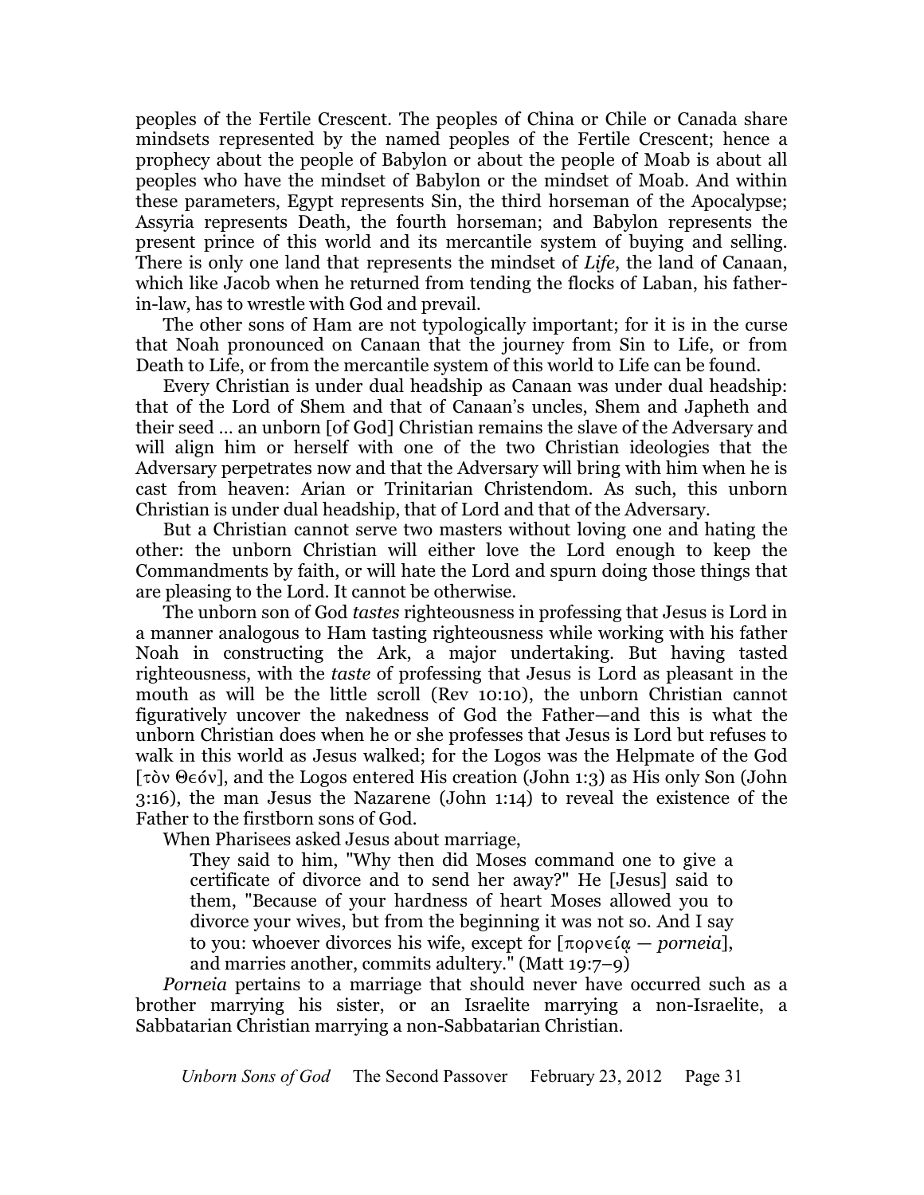peoples of the Fertile Crescent. The peoples of China or Chile or Canada share mindsets represented by the named peoples of the Fertile Crescent; hence a prophecy about the people of Babylon or about the people of Moab is about all peoples who have the mindset of Babylon or the mindset of Moab. And within these parameters, Egypt represents Sin, the third horseman of the Apocalypse; Assyria represents Death, the fourth horseman; and Babylon represents the present prince of this world and its mercantile system of buying and selling. There is only one land that represents the mindset of *Life*, the land of Canaan, which like Jacob when he returned from tending the flocks of Laban, his father-in-law, has to wrestle with God and prevail.

The other sons of Ham are not typologically important; for it is in the curse that Noah pronounced on Canaan that the journey from Sin to Life, or from Death to Life, or from the mercantile system of this world to Life can be found.

Every Christian is under dual headship as Canaan was under dual headship: that of the Lord of Shem and that of Canaan's uncles, Shem and Japheth and their seed … an unborn [of God] Christian remains the slave of the Adversary and will align him or herself with one of the two Christian ideologies that the Adversary perpetrates now and that the Adversary will bring with him when he is cast from heaven: Arian or Trinitarian Christendom. As such, this unborn Christian is under dual headship, that of Lord and that of the Adversary.

But a Christian cannot serve two masters without loving one and hating the other: the unborn Christian will either love the Lord enough to keep the Commandments by faith, or will hate the Lord and spurn doing those things that are pleasing to the Lord. It cannot be otherwise.

The unborn son of God *tastes* righteousness in professing that Jesus is Lord in a manner analogous to Ham tasting righteousness while working with his father Noah in constructing the Ark, a major undertaking. But having tasted righteousness, with the *taste* of professing that Jesus is Lord as pleasant in the mouth as will be the little scroll (Rev 10:10), the unborn Christian cannot figuratively uncover the nakedness of God the Father—and this is what the unborn Christian does when he or she professes that Jesus is Lord but refuses to walk in this world as Jesus walked; for the Logos was the Helpmate of the God [τὸν Θεόν], and the Logos entered His creation (John 1:3) as His only Son (John 3:16), the man Jesus the Nazarene (John 1:14) to reveal the existence of the Father to the firstborn sons of God.

When Pharisees asked Jesus about marriage,

> They said to him, "Why then did Moses command one to give a certificate of divorce and to send her away?" He [Jesus] said to them, "Because of your hardness of heart Moses allowed you to divorce your wives, but from the beginning it was not so. And I say to you: whoever divorces his wife, except for [πορνείᾳ — *porneia*], and marries another, commits adultery." (Matt 19:7–9)

*Porneia* pertains to a marriage that should never have occurred such as a brother marrying his sister, or an Israelite marrying a non-Israelite, a Sabbatarian Christian marrying a non-Sabbatarian Christian.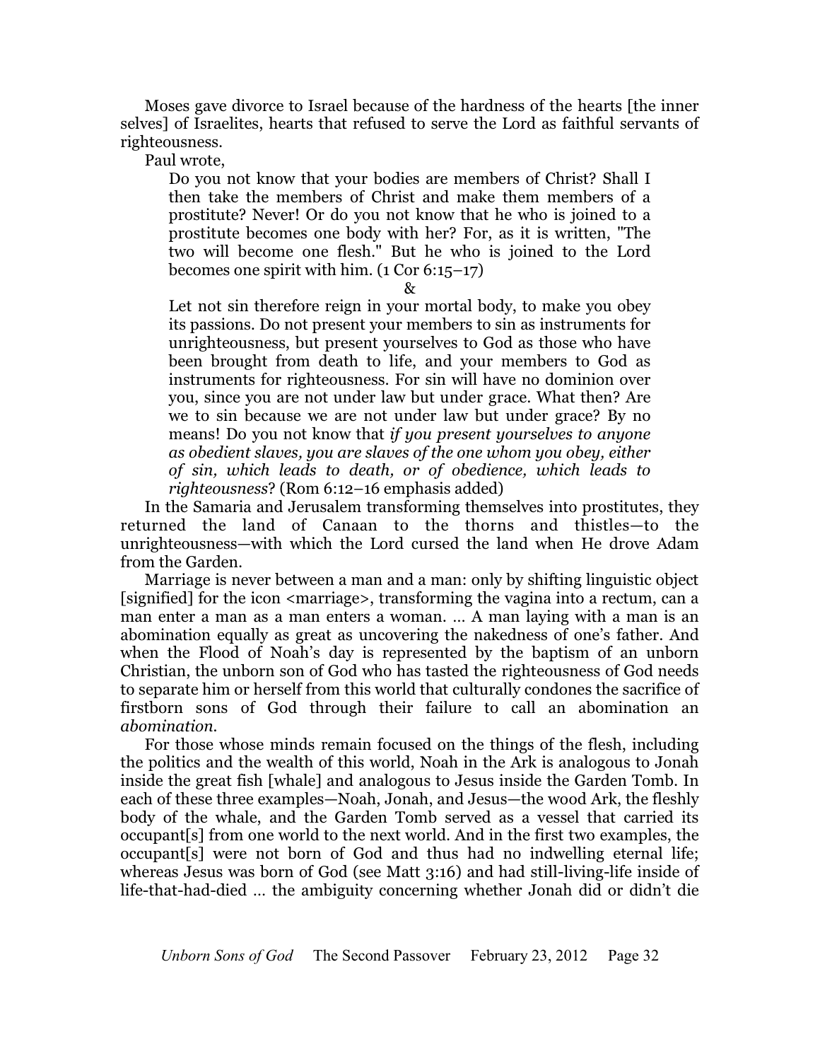Moses gave divorce to Israel because of the hardness of the hearts [the inner selves] of Israelites, hearts that refused to serve the Lord as faithful servants of righteousness.

Paul wrote,

> Do you not know that your bodies are members of Christ? Shall I then take the members of Christ and make them members of a prostitute? Never! Or do you not know that he who is joined to a prostitute becomes one body with her? For, as it is written, "The two will become one flesh." But he who is joined to the Lord becomes one spirit with him. (1 Cor 6:15–17)
>
> &
>
> Let not sin therefore reign in your mortal body, to make you obey its passions. Do not present your members to sin as instruments for unrighteousness, but present yourselves to God as those who have been brought from death to life, and your members to God as instruments for righteousness. For sin will have no dominion over you, since you are not under law but under grace. What then? Are we to sin because we are not under law but under grace? By no means! Do you not know that *if you present yourselves to anyone as obedient slaves, you are slaves of the one whom you obey, either of sin, which leads to death, or of obedience, which leads to righteousness*? (Rom 6:12–16 emphasis added)

In the Samaria and Jerusalem transforming themselves into prostitutes, they returned the land of Canaan to the thorns and thistles—to the unrighteousness—with which the Lord cursed the land when He drove Adam from the Garden.

Marriage is never between a man and a man: only by shifting linguistic object [signified] for the icon <marriage>, transforming the vagina into a rectum, can a man enter a man as a man enters a woman. … A man laying with a man is an abomination equally as great as uncovering the nakedness of one's father. And when the Flood of Noah's day is represented by the baptism of an unborn Christian, the unborn son of God who has tasted the righteousness of God needs to separate him or herself from this world that culturally condones the sacrifice of firstborn sons of God through their failure to call an abomination an *abomination*.

For those whose minds remain focused on the things of the flesh, including the politics and the wealth of this world, Noah in the Ark is analogous to Jonah inside the great fish [whale] and analogous to Jesus inside the Garden Tomb. In each of these three examples—Noah, Jonah, and Jesus—the wood Ark, the fleshly body of the whale, and the Garden Tomb served as a vessel that carried its occupant[s] from one world to the next world. And in the first two examples, the occupant[s] were not born of God and thus had no indwelling eternal life; whereas Jesus was born of God (see Matt 3:16) and had still-living-life inside of life-that-had-died … the ambiguity concerning whether Jonah did or didn't die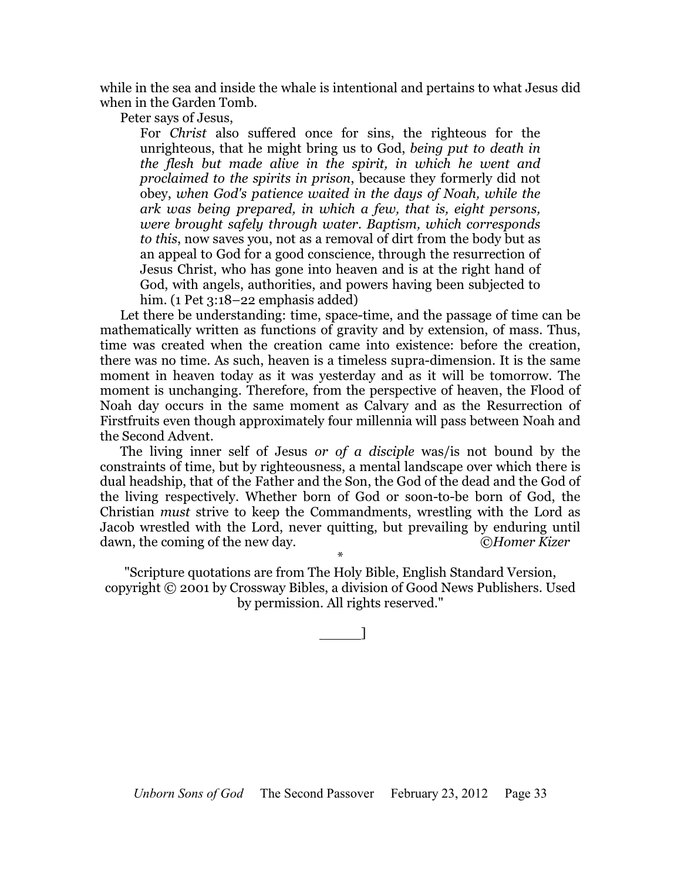while in the sea and inside the whale is intentional and pertains to what Jesus did when in the Garden Tomb.

Peter says of Jesus,

> For *Christ* also suffered once for sins, the righteous for the unrighteous, that he might bring us to God, *being put to death in the flesh but made alive in the spirit, in which he went and proclaimed to the spirits in prison*, because they formerly did not obey, *when God's patience waited in the days of Noah, while the ark was being prepared, in which a few, that is, eight persons, were brought safely through water. Baptism, which corresponds to this*, now saves you, not as a removal of dirt from the body but as an appeal to God for a good conscience, through the resurrection of Jesus Christ, who has gone into heaven and is at the right hand of God, with angels, authorities, and powers having been subjected to him. (1 Pet 3:18–22 emphasis added)

Let there be understanding: time, space-time, and the passage of time can be mathematically written as functions of gravity and by extension, of mass. Thus, time was created when the creation came into existence: before the creation, there was no time. As such, heaven is a timeless supra-dimension. It is the same moment in heaven today as it was yesterday and as it will be tomorrow. The moment is unchanging. Therefore, from the perspective of heaven, the Flood of Noah day occurs in the same moment as Calvary and as the Resurrection of Firstfruits even though approximately four millennia will pass between Noah and the Second Advent.

The living inner self of Jesus *or of a disciple* was/is not bound by the constraints of time, but by righteousness, a mental landscape over which there is dual headship, that of the Father and the Son, the God of the dead and the God of the living respectively. Whether born of God or soon-to-be born of God, the Christian *must* strive to keep the Commandments, wrestling with the Lord as Jacob wrestled with the Lord, never quitting, but prevailing by enduring until dawn, the coming of the new day. *©Homer Kizer*

*

"Scripture quotations are from The Holy Bible, English Standard Version, copyright © 2001 by Crossway Bibles, a division of Good News Publishers. Used by permission. All rights reserved."

_____]